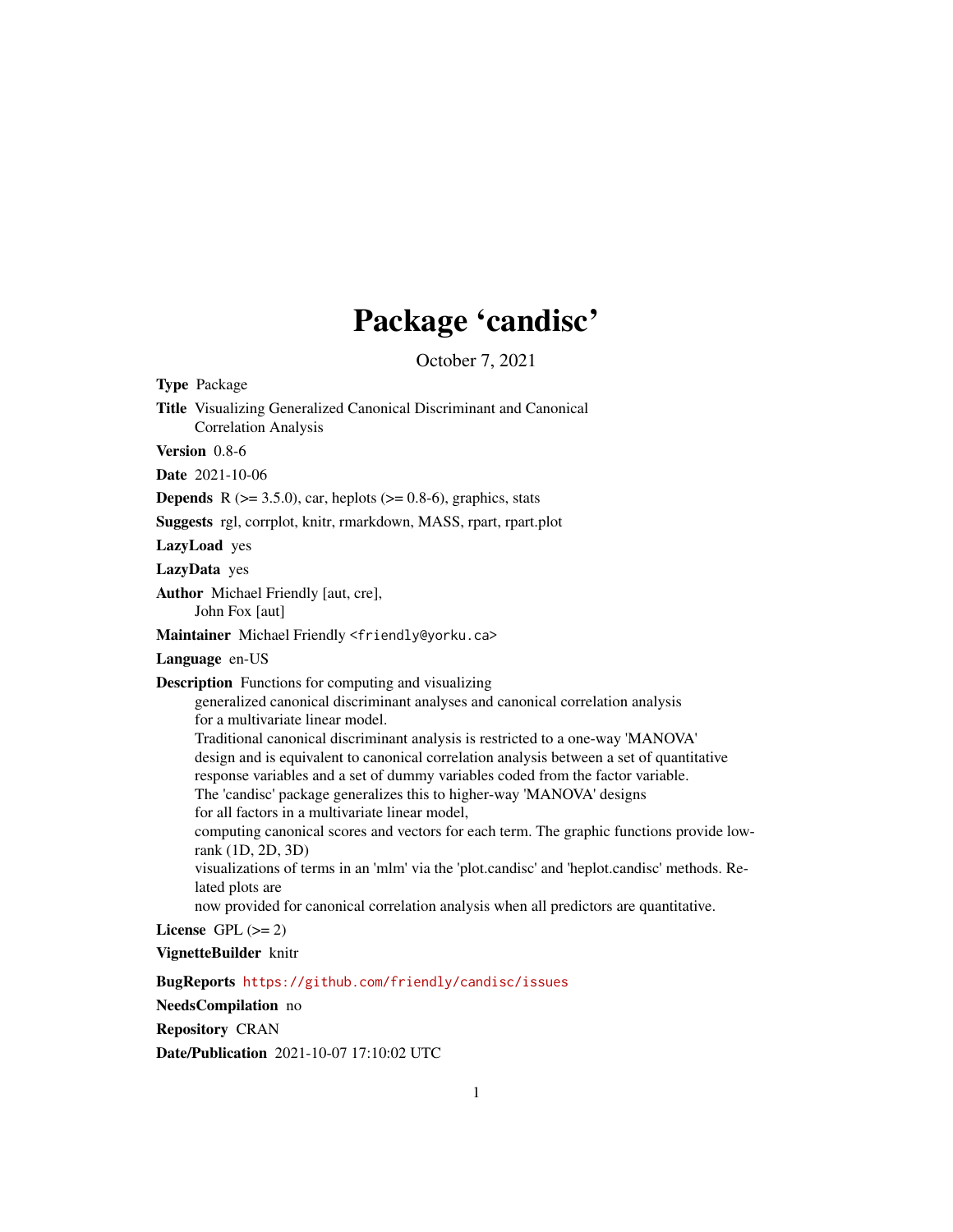# Package 'candisc'

October 7, 2021

**Type** Package

**Title** Visualizing Generalized Canonical Discriminant and Canonical Correlation Analysis

**Version** 0.8-6

**Date** 2021-10-06

**Depends** R (>= 3.5.0), car, heplots (>= 0.8-6), graphics, stats

**Suggests** rgl, corrplot, knitr, rmarkdown, MASS, rpart, rpart.plot

**LazyLoad** yes

**LazyData** yes

**Author** Michael Friendly [aut, cre], John Fox [aut]

**Maintainer** Michael Friendly <friendly@yorku.ca>

**Language** en-US

**Description** Functions for computing and visualizing generalized canonical discriminant analyses and canonical correlation analysis for a multivariate linear model. Traditional canonical discriminant analysis is restricted to a one-way 'MANOVA' design and is equivalent to canonical correlation analysis between a set of quantitative response variables and a set of dummy variables coded from the factor variable. The 'candisc' package generalizes this to higher-way 'MANOVA' designs for all factors in a multivariate linear model, computing canonical scores and vectors for each term. The graphic functions provide low-rank (1D, 2D, 3D) visualizations of terms in an 'mlm' via the 'plot.candisc' and 'heplot.candisc' methods. Related plots are now provided for canonical correlation analysis when all predictors are quantitative.

**License** GPL (>= 2)

**VignetteBuilder** knitr

**BugReports** https://github.com/friendly/candisc/issues

**NeedsCompilation** no

**Repository** CRAN

**Date/Publication** 2021-10-07 17:10:02 UTC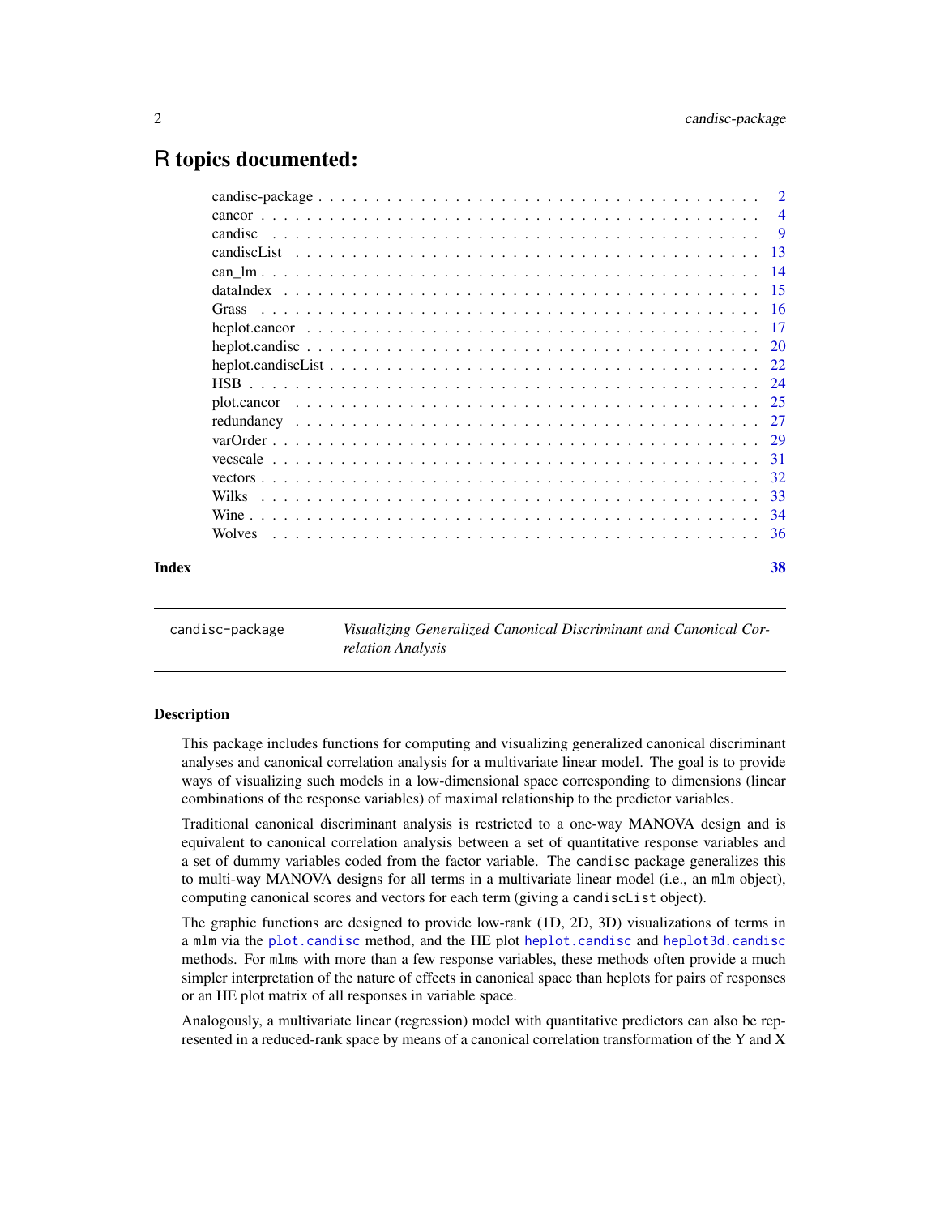# R topics documented:

| | |
|---|---|
| candisc-package | 2 |
| cancor | 4 |
| candisc | 9 |
| candiscList | 13 |
| can_lm | 14 |
| dataIndex | 15 |
| Grass | 16 |
| heplot.cancor | 17 |
| heplot.candisc | 20 |
| heplot.candiscList | 22 |
| HSB | 24 |
| plot.cancor | 25 |
| redundancy | 27 |
| varOrder | 29 |
| vecscale | 31 |
| vectors | 32 |
| Wilks | 33 |
| Wine | 34 |
| Wolves | 36 |
| **Index** | **38** |

---

`candisc-package` *Visualizing Generalized Canonical Discriminant and Canonical Correlation Analysis*

---

### Description

This package includes functions for computing and visualizing generalized canonical discriminant analyses and canonical correlation analysis for a multivariate linear model. The goal is to provide ways of visualizing such models in a low-dimensional space corresponding to dimensions (linear combinations of the response variables) of maximal relationship to the predictor variables.

Traditional canonical discriminant analysis is restricted to a one-way MANOVA design and is equivalent to canonical correlation analysis between a set of quantitative response variables and a set of dummy variables coded from the factor variable. The `candisc` package generalizes this to multi-way MANOVA designs for all terms in a multivariate linear model (i.e., an `mlm` object), computing canonical scores and vectors for each term (giving a `candiscList` object).

The graphic functions are designed to provide low-rank (1D, 2D, 3D) visualizations of terms in a `mlm` via the `plot.candisc` method, and the HE plot `heplot.candisc` and `heplot3d.candisc` methods. For `mlm`s with more than a few response variables, these methods often provide a much simpler interpretation of the nature of effects in canonical space than heplots for pairs of responses or an HE plot matrix of all responses in variable space.

Analogously, a multivariate linear (regression) model with quantitative predictors can also be represented in a reduced-rank space by means of a canonical correlation transformation of the Y and X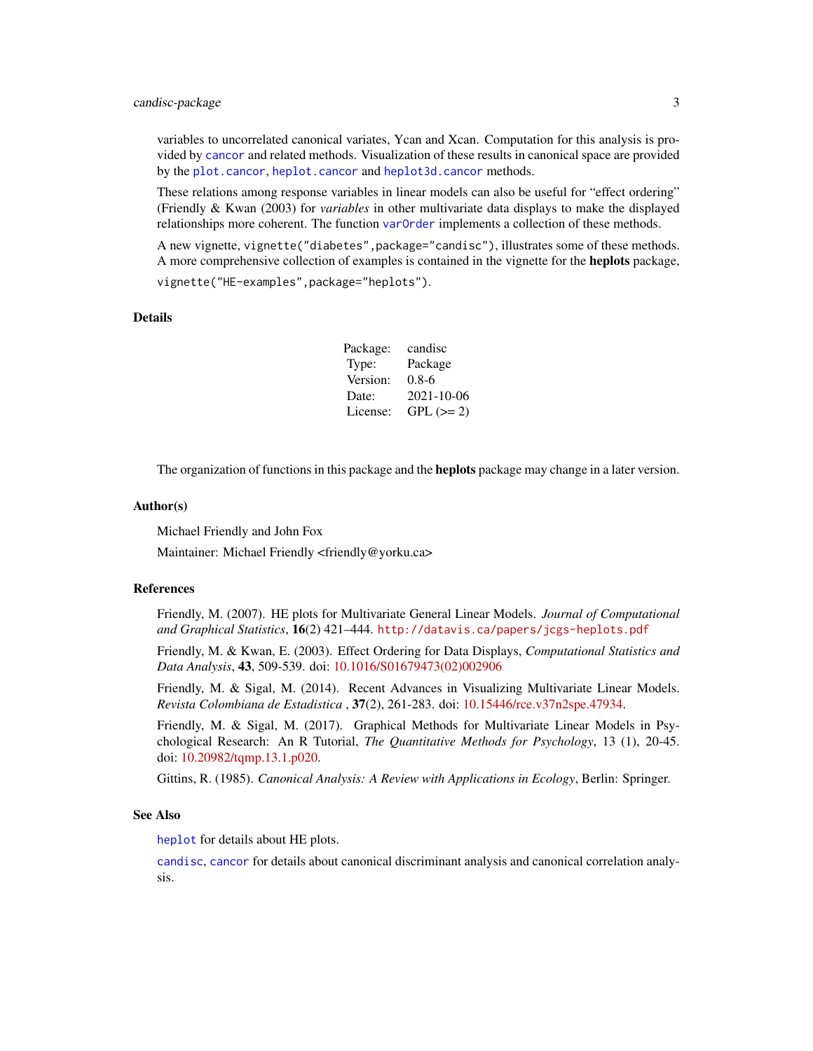variables to uncorrelated canonical variates, Ycan and Xcan. Computation for this analysis is provided by `cancor` and related methods. Visualization of these results in canonical space are provided by the `plot.cancor`, `heplot.cancor` and `heplot3d.cancor` methods.

These relations among response variables in linear models can also be useful for "effect ordering" (Friendly & Kwan (2003) for *variables* in other multivariate data displays to make the displayed relationships more coherent. The function `varOrder` implements a collection of these methods.

A new vignette, `vignette("diabetes",package="candisc")`, illustrates some of these methods. A more comprehensive collection of examples is contained in the vignette for the **heplots** package, `vignette("HE-examples",package="heplots")`.

## Details

| | |
|---|---|
| Package: | candisc |
| Type: | Package |
| Version: | 0.8-6 |
| Date: | 2021-10-06 |
| License: | GPL (>= 2) |

The organization of functions in this package and the **heplots** package may change in a later version.

## Author(s)

Michael Friendly and John Fox

Maintainer: Michael Friendly <friendly@yorku.ca>

## References

Friendly, M. (2007). HE plots for Multivariate General Linear Models. *Journal of Computational and Graphical Statistics*, **16**(2) 421–444. http://datavis.ca/papers/jcgs-heplots.pdf

Friendly, M. & Kwan, E. (2003). Effect Ordering for Data Displays, *Computational Statistics and Data Analysis*, **43**, 509-539. doi: 10.1016/S01679473(02)002906

Friendly, M. & Sigal, M. (2014). Recent Advances in Visualizing Multivariate Linear Models. *Revista Colombiana de Estadistica* , **37**(2), 261-283. doi: 10.15446/rce.v37n2spe.47934.

Friendly, M. & Sigal, M. (2017). Graphical Methods for Multivariate Linear Models in Psychological Research: An R Tutorial, *The Quantitative Methods for Psychology*, 13 (1), 20-45. doi: 10.20982/tqmp.13.1.p020.

Gittins, R. (1985). *Canonical Analysis: A Review with Applications in Ecology*, Berlin: Springer.

## See Also

`heplot` for details about HE plots.

`candisc`, `cancor` for details about canonical discriminant analysis and canonical correlation analysis.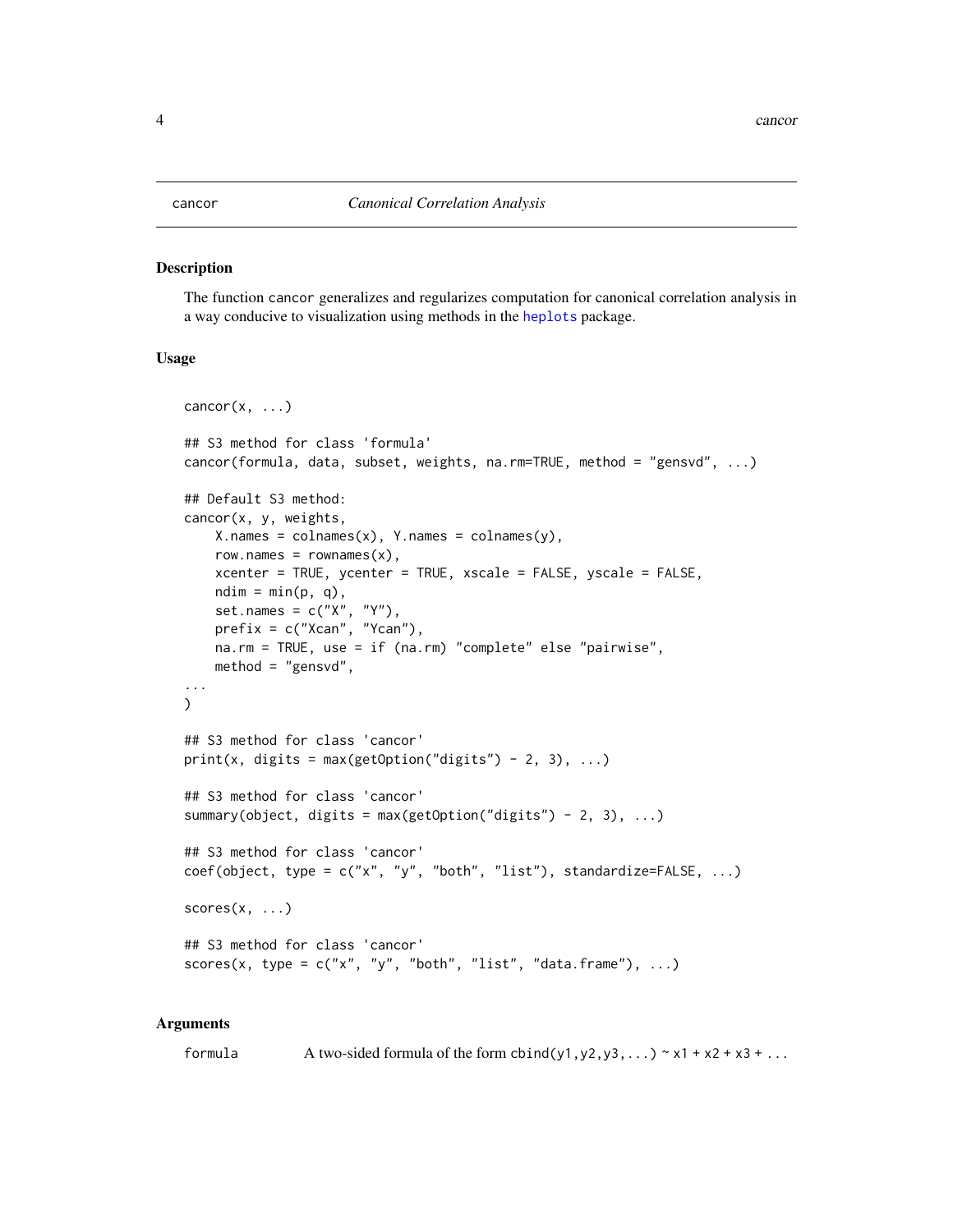## cancor — *Canonical Correlation Analysis*

### Description

The function `cancor` generalizes and regularizes computation for canonical correlation analysis in a way conducive to visualization using methods in the heplots package.

### Usage

```
cancor(x, ...)

## S3 method for class 'formula'
cancor(formula, data, subset, weights, na.rm=TRUE, method = "gensvd", ...)

## Default S3 method:
cancor(x, y, weights,
    X.names = colnames(x), Y.names = colnames(y),
    row.names = rownames(x),
    xcenter = TRUE, ycenter = TRUE, xscale = FALSE, yscale = FALSE,
    ndim = min(p, q),
    set.names = c("X", "Y"),
    prefix = c("Xcan", "Ycan"),
    na.rm = TRUE, use = if (na.rm) "complete" else "pairwise",
    method = "gensvd",
...
)

## S3 method for class 'cancor'
print(x, digits = max(getOption("digits") - 2, 3), ...)

## S3 method for class 'cancor'
summary(object, digits = max(getOption("digits") - 2, 3), ...)

## S3 method for class 'cancor'
coef(object, type = c("x", "y", "both", "list"), standardize=FALSE, ...)

scores(x, ...)

## S3 method for class 'cancor'
scores(x, type = c("x", "y", "both", "list", "data.frame"), ...)
```

### Arguments

| | |
|---|---|
| `formula` | A two-sided formula of the form `cbind(y1,y2,y3,...) ~ x1 + x2 + x3 + ...` |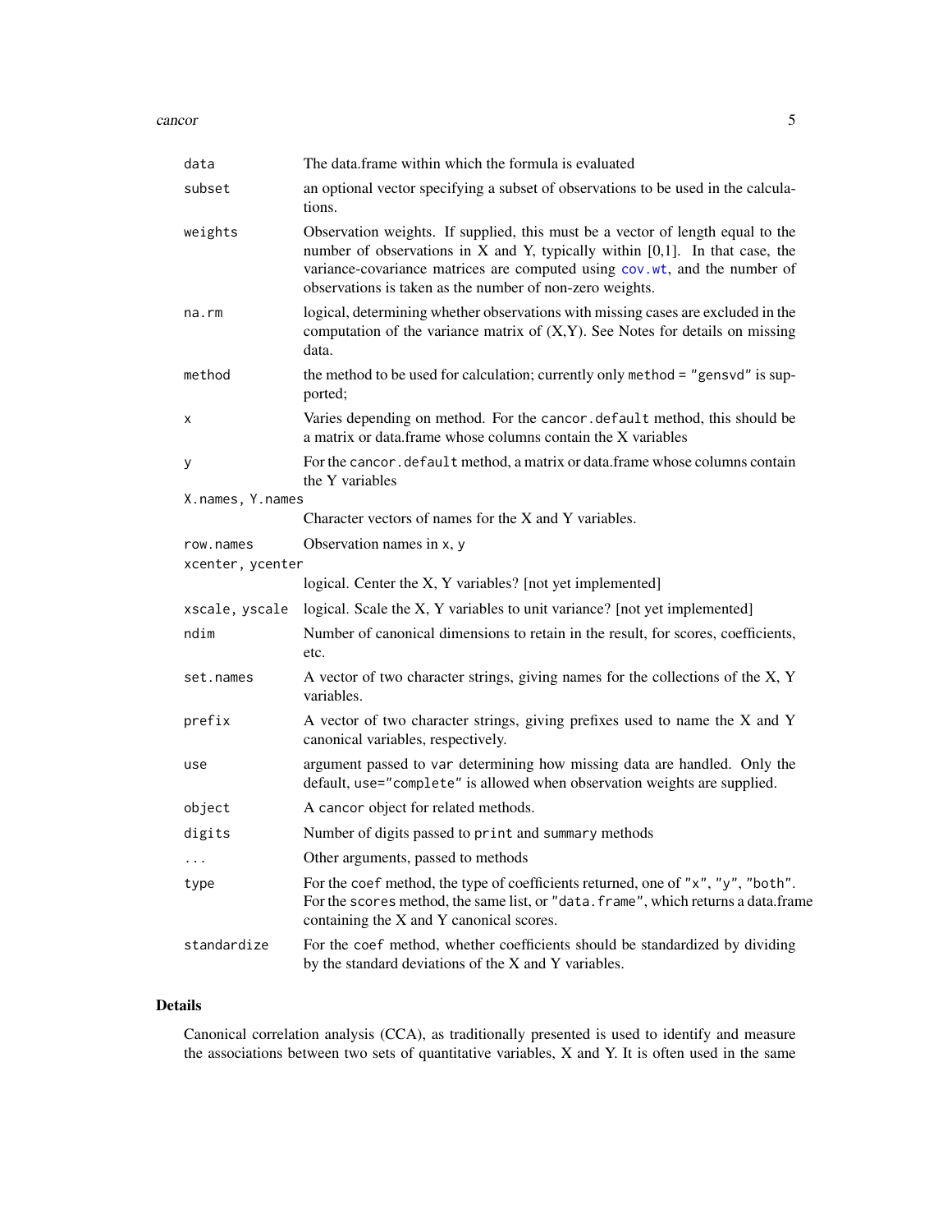| | |
|---|---|
| `data` | The data.frame within which the formula is evaluated |
| `subset` | an optional vector specifying a subset of observations to be used in the calculations. |
| `weights` | Observation weights. If supplied, this must be a vector of length equal to the number of observations in X and Y, typically within [0,1]. In that case, the variance-covariance matrices are computed using `cov.wt`, and the number of observations is taken as the number of non-zero weights. |
| `na.rm` | logical, determining whether observations with missing cases are excluded in the computation of the variance matrix of (X,Y). See Notes for details on missing data. |
| `method` | the method to be used for calculation; currently only `method = "gensvd"` is supported; |
| `x` | Varies depending on method. For the `cancor.default` method, this should be a matrix or data.frame whose columns contain the X variables |
| `y` | For the `cancor.default` method, a matrix or data.frame whose columns contain the Y variables |
| `X.names, Y.names` | Character vectors of names for the X and Y variables. |
| `row.names` | Observation names in `x, y` |
| `xcenter, ycenter` | logical. Center the X, Y variables? [not yet implemented] |
| `xscale, yscale` | logical. Scale the X, Y variables to unit variance? [not yet implemented] |
| `ndim` | Number of canonical dimensions to retain in the result, for scores, coefficients, etc. |
| `set.names` | A vector of two character strings, giving names for the collections of the X, Y variables. |
| `prefix` | A vector of two character strings, giving prefixes used to name the X and Y canonical variables, respectively. |
| `use` | argument passed to `var` determining how missing data are handled. Only the default, `use="complete"` is allowed when observation weights are supplied. |
| `object` | A `cancor` object for related methods. |
| `digits` | Number of digits passed to `print` and `summary` methods |
| `...` | Other arguments, passed to methods |
| `type` | For the `coef` method, the type of coefficients returned, one of `"x"`, `"y"`, `"both"`. For the `scores` method, the same list, or `"data.frame"`, which returns a data.frame containing the X and Y canonical scores. |
| `standardize` | For the `coef` method, whether coefficients should be standardized by dividing by the standard deviations of the X and Y variables. |

## Details

Canonical correlation analysis (CCA), as traditionally presented is used to identify and measure the associations between two sets of quantitative variables, X and Y. It is often used in the same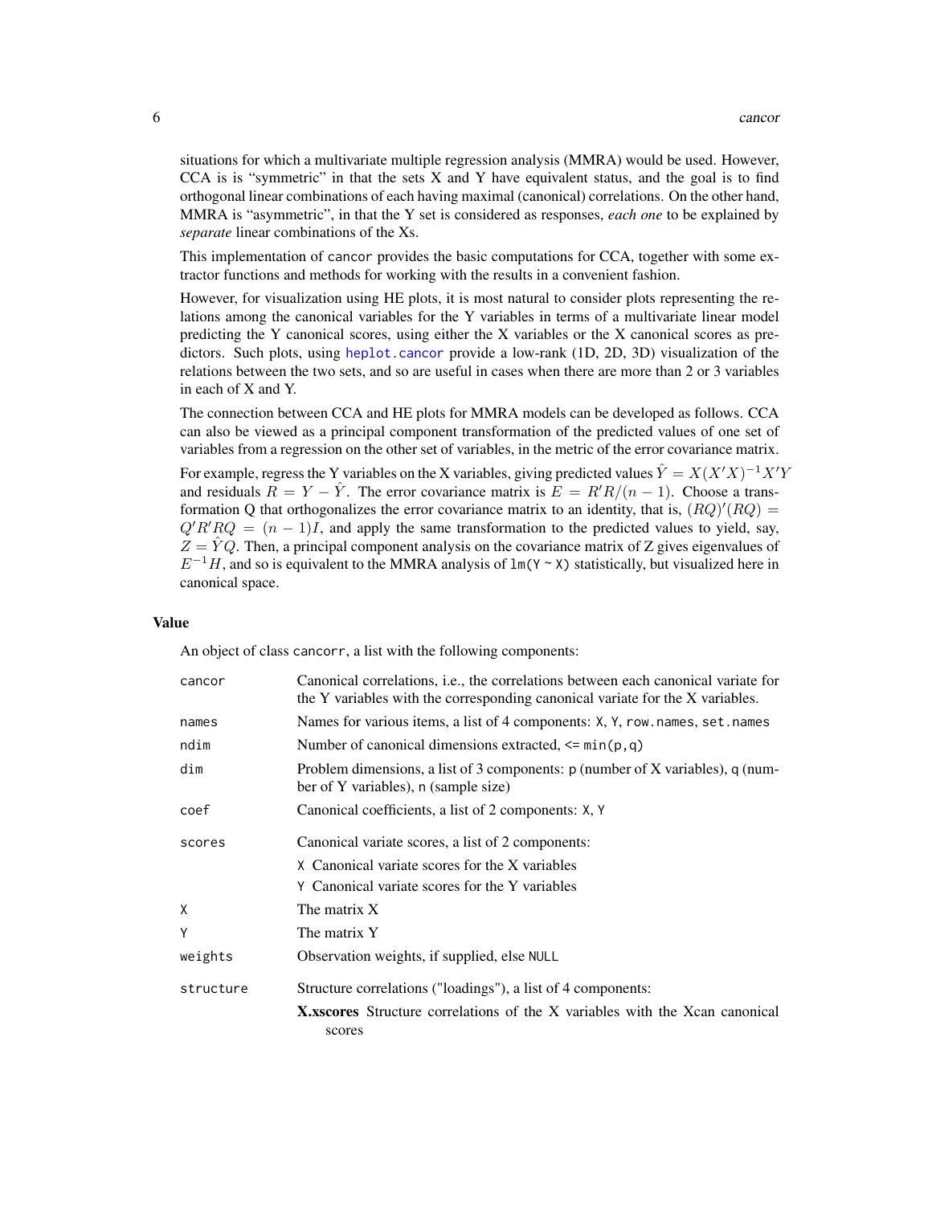situations for which a multivariate multiple regression analysis (MMRA) would be used. However, CCA is is "symmetric" in that the sets X and Y have equivalent status, and the goal is to find orthogonal linear combinations of each having maximal (canonical) correlations. On the other hand, MMRA is "asymmetric", in that the Y set is considered as responses, *each one* to be explained by *separate* linear combinations of the Xs.

This implementation of `cancor` provides the basic computations for CCA, together with some extractor functions and methods for working with the results in a convenient fashion.

However, for visualization using HE plots, it is most natural to consider plots representing the relations among the canonical variables for the Y variables in terms of a multivariate linear model predicting the Y canonical scores, using either the X variables or the X canonical scores as predictors. Such plots, using `heplot.cancor` provide a low-rank (1D, 2D, 3D) visualization of the relations between the two sets, and so are useful in cases when there are more than 2 or 3 variables in each of X and Y.

The connection between CCA and HE plots for MMRA models can be developed as follows. CCA can also be viewed as a principal component transformation of the predicted values of one set of variables from a regression on the other set of variables, in the metric of the error covariance matrix.

For example, regress the Y variables on the X variables, giving predicted values $\hat{Y} = X(X'X)^{-1}X'Y$ and residuals $R = Y - \hat{Y}$. The error covariance matrix is $E = R'R/(n-1)$. Choose a transformation Q that orthogonalizes the error covariance matrix to an identity, that is, $(RQ)'(RQ) = Q'R'RQ = (n-1)I$, and apply the same transformation to the predicted values to yield, say, $Z = \hat{Y}Q$. Then, a principal component analysis on the covariance matrix of Z gives eigenvalues of $E^{-1}H$, and so is equivalent to the MMRA analysis of `lm(Y ~ X)` statistically, but visualized here in canonical space.

### Value

An object of class `cancorr`, a list with the following components:

| | |
|---|---|
| `cancor` | Canonical correlations, i.e., the correlations between each canonical variate for the Y variables with the corresponding canonical variate for the X variables. |
| `names` | Names for various items, a list of 4 components: `X`, `Y`, `row.names`, `set.names` |
| `ndim` | Number of canonical dimensions extracted, `<= min(p,q)` |
| `dim` | Problem dimensions, a list of 3 components: `p` (number of X variables), `q` (number of Y variables), `n` (sample size) |
| `coef` | Canonical coefficients, a list of 2 components: `X`, `Y` |
| `scores` | Canonical variate scores, a list of 2 components:<br>`X` Canonical variate scores for the X variables<br>`Y` Canonical variate scores for the Y variables |
| `X` | The matrix X |
| `Y` | The matrix Y |
| `weights` | Observation weights, if supplied, else `NULL` |
| `structure` | Structure correlations ("loadings"), a list of 4 components:<br>**X.xscores** Structure correlations of the X variables with the Xcan canonical scores |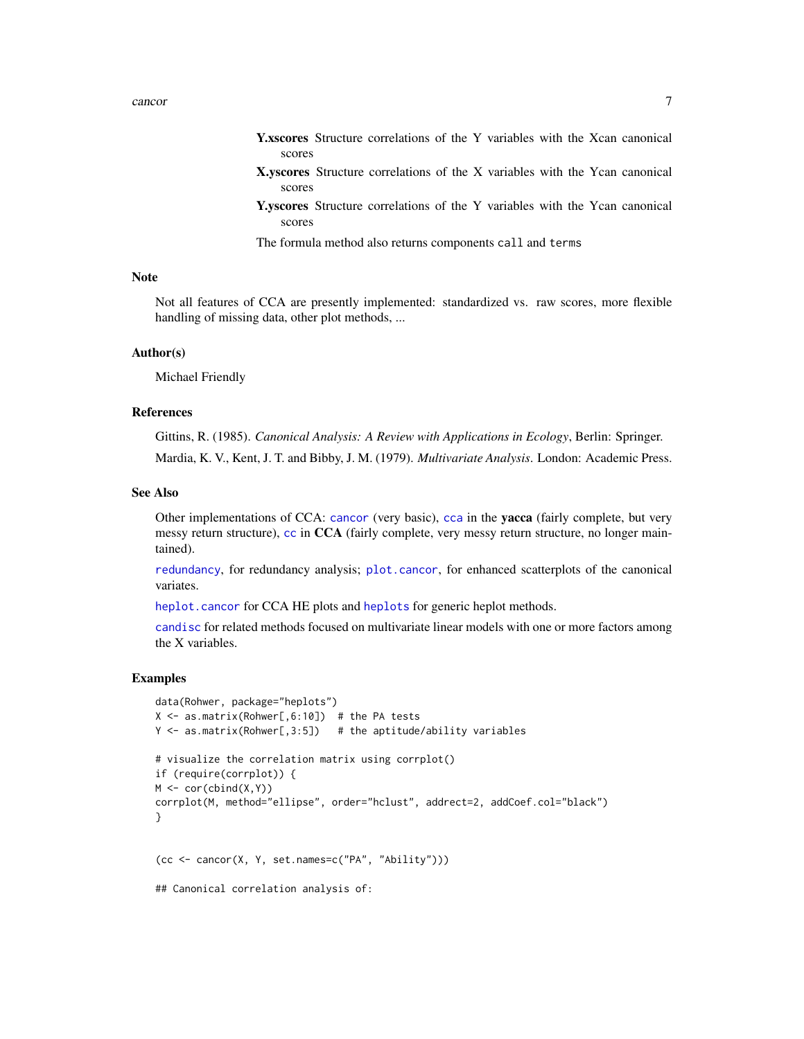**Y.xscores** Structure correlations of the Y variables with the Xcan canonical scores

**X.yscores** Structure correlations of the X variables with the Ycan canonical scores

**Y.yscores** Structure correlations of the Y variables with the Ycan canonical scores

The formula method also returns components `call` and `terms`

## Note

Not all features of CCA are presently implemented: standardized vs. raw scores, more flexible handling of missing data, other plot methods, ...

## Author(s)

Michael Friendly

## References

Gittins, R. (1985). *Canonical Analysis: A Review with Applications in Ecology*, Berlin: Springer.

Mardia, K. V., Kent, J. T. and Bibby, J. M. (1979). *Multivariate Analysis*. London: Academic Press.

## See Also

Other implementations of CCA: `cancor` (very basic), `cca` in the **yacca** (fairly complete, but very messy return structure), `cc` in **CCA** (fairly complete, very messy return structure, no longer maintained).

`redundancy`, for redundancy analysis; `plot.cancor`, for enhanced scatterplots of the canonical variates.

`heplot.cancor` for CCA HE plots and `heplots` for generic heplot methods.

`candisc` for related methods focused on multivariate linear models with one or more factors among the X variables.

## Examples

```
data(Rohwer, package="heplots")
X <- as.matrix(Rohwer[,6:10])  # the PA tests
Y <- as.matrix(Rohwer[,3:5])   # the aptitude/ability variables

# visualize the correlation matrix using corrplot()
if (require(corrplot)) {
M <- cor(cbind(X,Y))
corrplot(M, method="ellipse", order="hclust", addrect=2, addCoef.col="black")
}


(cc <- cancor(X, Y, set.names=c("PA", "Ability")))

## Canonical correlation analysis of:
```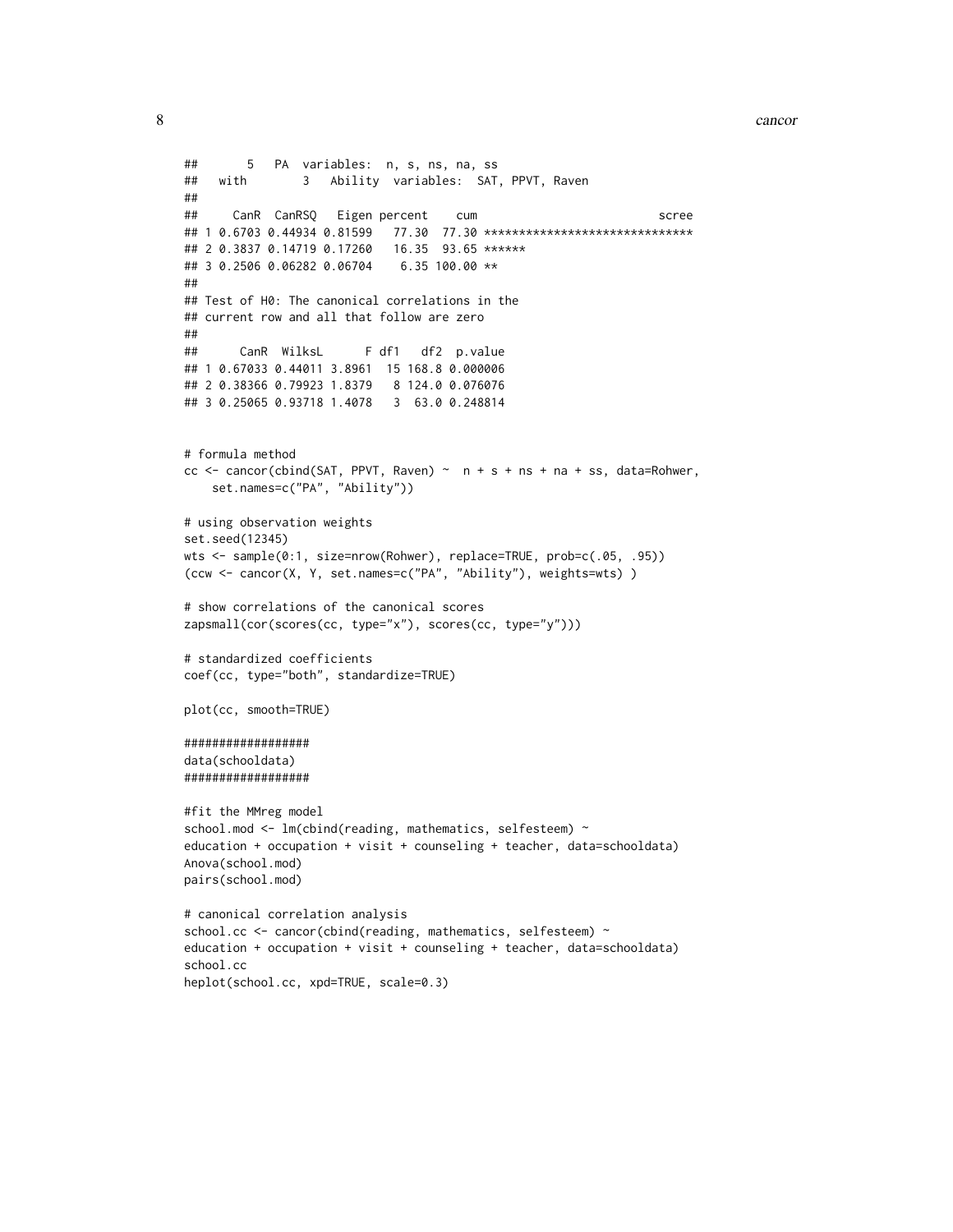```
##      5   PA  variables:  n, s, ns, na, ss
##   with        3   Ability  variables:  SAT, PPVT, Raven
##
##     CanR  CanRSQ   Eigen percent    cum                          scree
## 1 0.6703 0.44934 0.81599   77.30  77.30 ******************************
## 2 0.3837 0.14719 0.17260   16.35  93.65 ******
## 3 0.2506 0.06282 0.06704    6.35 100.00 **
##
## Test of H0: The canonical correlations in the
## current row and all that follow are zero
##
##      CanR  WilksL      F df1   df2  p.value
## 1 0.67033 0.44011 3.8961  15 168.8 0.000006
## 2 0.38366 0.79923 1.8379   8 124.0 0.076076
## 3 0.25065 0.93718 1.4078   3  63.0 0.248814


# formula method
cc <- cancor(cbind(SAT, PPVT, Raven) ~  n + s + ns + na + ss, data=Rohwer,
    set.names=c("PA", "Ability"))

# using observation weights
set.seed(12345)
wts <- sample(0:1, size=nrow(Rohwer), replace=TRUE, prob=c(.05, .95))
(ccw <- cancor(X, Y, set.names=c("PA", "Ability"), weights=wts) )

# show correlations of the canonical scores
zapsmall(cor(scores(cc, type="x"), scores(cc, type="y")))

# standardized coefficients
coef(cc, type="both", standardize=TRUE)

plot(cc, smooth=TRUE)

##################
data(schooldata)
##################

#fit the MMreg model
school.mod <- lm(cbind(reading, mathematics, selfesteem) ~
education + occupation + visit + counseling + teacher, data=schooldata)
Anova(school.mod)
pairs(school.mod)

# canonical correlation analysis
school.cc <- cancor(cbind(reading, mathematics, selfesteem) ~
education + occupation + visit + counseling + teacher, data=schooldata)
school.cc
heplot(school.cc, xpd=TRUE, scale=0.3)
```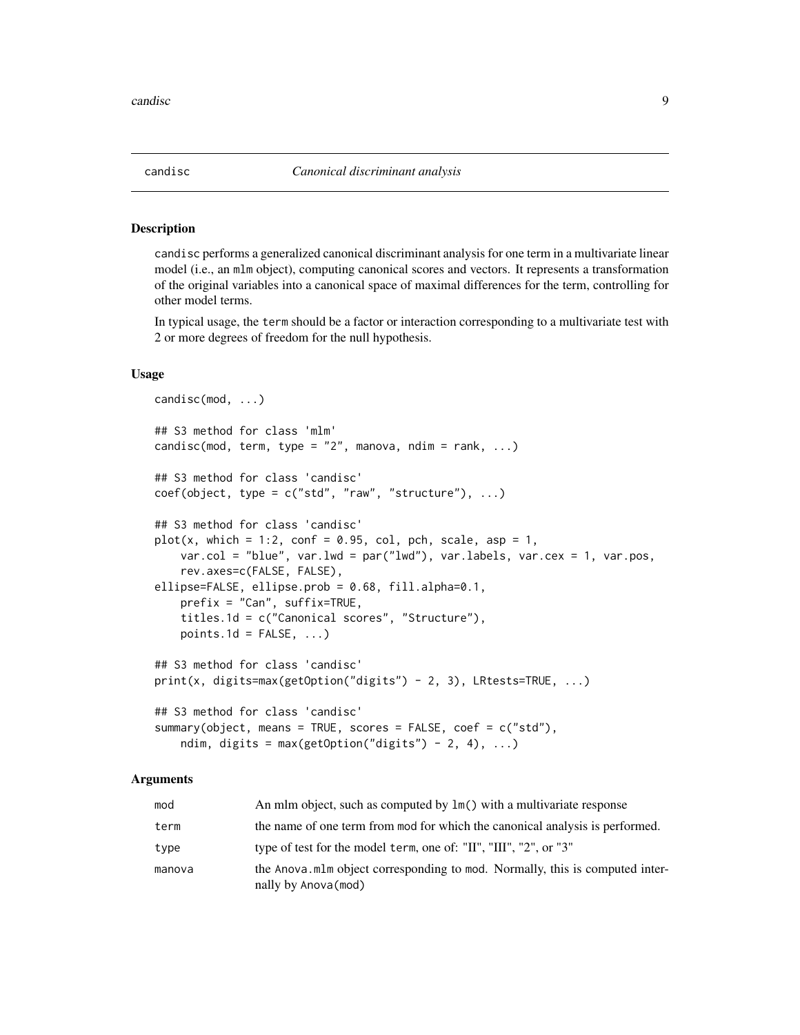## candisc — *Canonical discriminant analysis*

### Description

candisc performs a generalized canonical discriminant analysis for one term in a multivariate linear model (i.e., an mlm object), computing canonical scores and vectors. It represents a transformation of the original variables into a canonical space of maximal differences for the term, controlling for other model terms.

In typical usage, the term should be a factor or interaction corresponding to a multivariate test with 2 or more degrees of freedom for the null hypothesis.

### Usage

```
candisc(mod, ...)

## S3 method for class 'mlm'
candisc(mod, term, type = "2", manova, ndim = rank, ...)

## S3 method for class 'candisc'
coef(object, type = c("std", "raw", "structure"), ...)

## S3 method for class 'candisc'
plot(x, which = 1:2, conf = 0.95, col, pch, scale, asp = 1,
    var.col = "blue", var.lwd = par("lwd"), var.labels, var.cex = 1, var.pos,
    rev.axes=c(FALSE, FALSE),
ellipse=FALSE, ellipse.prob = 0.68, fill.alpha=0.1,
    prefix = "Can", suffix=TRUE,
    titles.1d = c("Canonical scores", "Structure"),
    points.1d = FALSE, ...)

## S3 method for class 'candisc'
print(x, digits=max(getOption("digits") - 2, 3), LRtests=TRUE, ...)

## S3 method for class 'candisc'
summary(object, means = TRUE, scores = FALSE, coef = c("std"),
    ndim, digits = max(getOption("digits") - 2, 4), ...)
```

### Arguments

| | |
|---|---|
| mod | An mlm object, such as computed by lm() with a multivariate response |
| term | the name of one term from mod for which the canonical analysis is performed. |
| type | type of test for the model term, one of: "II", "III", "2", or "3" |
| manova | the Anova.mlm object corresponding to mod. Normally, this is computed internally by Anova(mod) |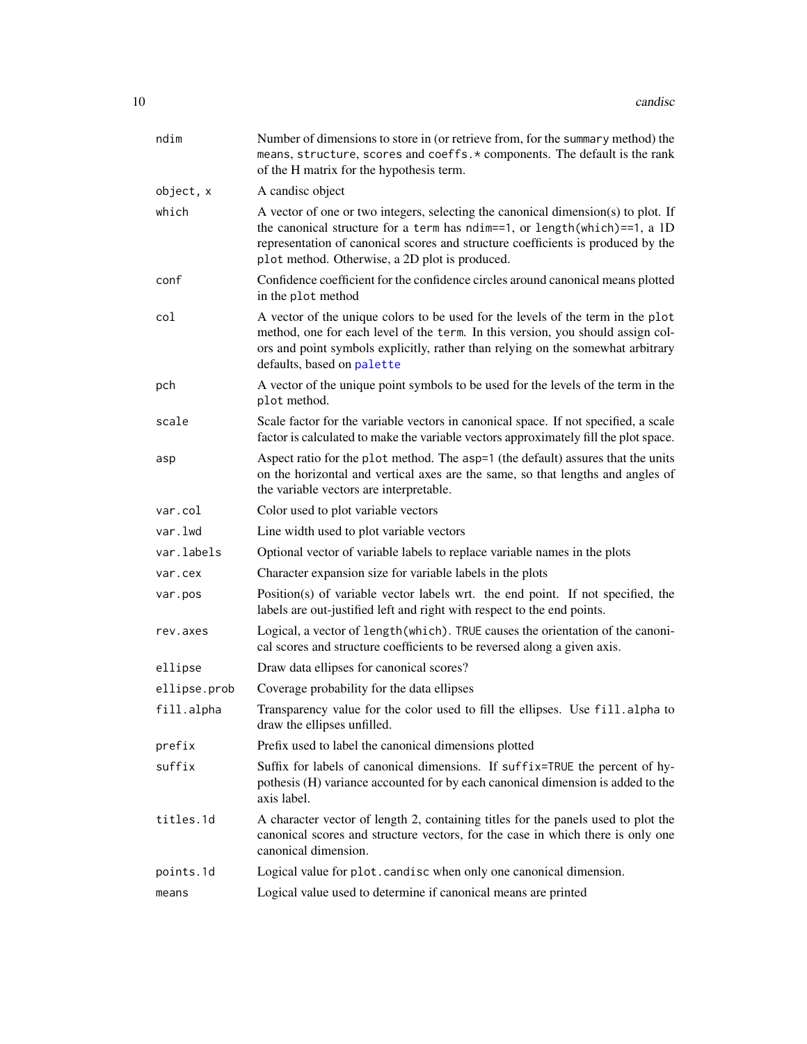| | |
|---|---|
| ndim | Number of dimensions to store in (or retrieve from, for the summary method) the means, structure, scores and coeffs.* components. The default is the rank of the H matrix for the hypothesis term. |
| object, x | A candisc object |
| which | A vector of one or two integers, selecting the canonical dimension(s) to plot. If the canonical structure for a term has ndim==1, or length(which)==1, a 1D representation of canonical scores and structure coefficients is produced by the plot method. Otherwise, a 2D plot is produced. |
| conf | Confidence coefficient for the confidence circles around canonical means plotted in the plot method |
| col | A vector of the unique colors to be used for the levels of the term in the plot method, one for each level of the term. In this version, you should assign colors and point symbols explicitly, rather than relying on the somewhat arbitrary defaults, based on palette |
| pch | A vector of the unique point symbols to be used for the levels of the term in the plot method. |
| scale | Scale factor for the variable vectors in canonical space. If not specified, a scale factor is calculated to make the variable vectors approximately fill the plot space. |
| asp | Aspect ratio for the plot method. The asp=1 (the default) assures that the units on the horizontal and vertical axes are the same, so that lengths and angles of the variable vectors are interpretable. |
| var.col | Color used to plot variable vectors |
| var.lwd | Line width used to plot variable vectors |
| var.labels | Optional vector of variable labels to replace variable names in the plots |
| var.cex | Character expansion size for variable labels in the plots |
| var.pos | Position(s) of variable vector labels wrt. the end point. If not specified, the labels are out-justified left and right with respect to the end points. |
| rev.axes | Logical, a vector of length(which). TRUE causes the orientation of the canonical scores and structure coefficients to be reversed along a given axis. |
| ellipse | Draw data ellipses for canonical scores? |
| ellipse.prob | Coverage probability for the data ellipses |
| fill.alpha | Transparency value for the color used to fill the ellipses. Use fill.alpha to draw the ellipses unfilled. |
| prefix | Prefix used to label the canonical dimensions plotted |
| suffix | Suffix for labels of canonical dimensions. If suffix=TRUE the percent of hypothesis (H) variance accounted for by each canonical dimension is added to the axis label. |
| titles.1d | A character vector of length 2, containing titles for the panels used to plot the canonical scores and structure vectors, for the case in which there is only one canonical dimension. |
| points.1d | Logical value for plot.candisc when only one canonical dimension. |
| means | Logical value used to determine if canonical means are printed |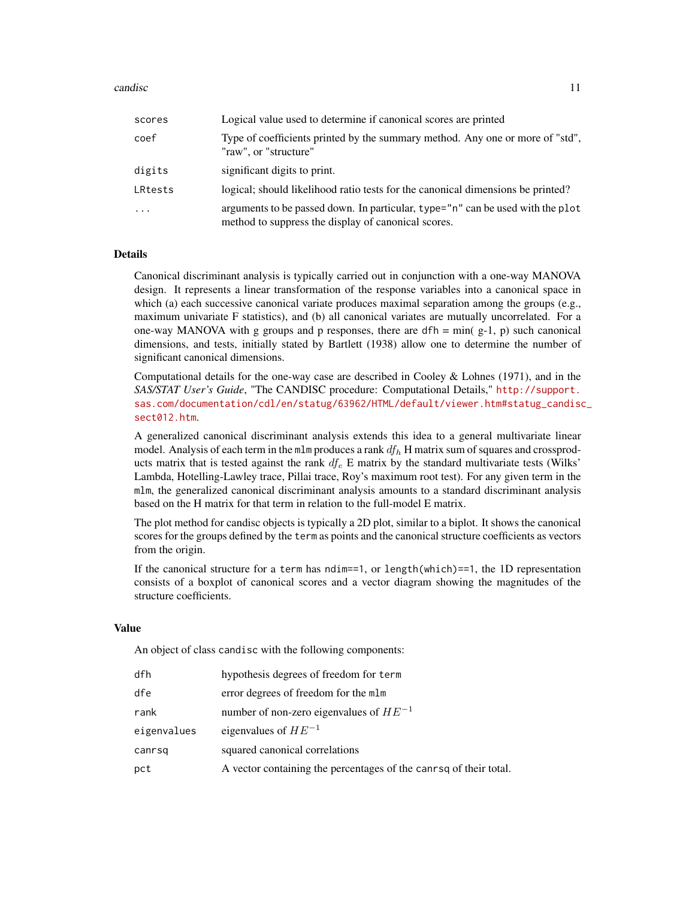| | |
|---|---|
| scores | Logical value used to determine if canonical scores are printed |
| coef | Type of coefficients printed by the summary method. Any one or more of "std", "raw", or "structure" |
| digits | significant digits to print. |
| LRtests | logical; should likelihood ratio tests for the canonical dimensions be printed? |
| ... | arguments to be passed down. In particular, `type="n"` can be used with the `plot` method to suppress the display of canonical scores. |

## Details

Canonical discriminant analysis is typically carried out in conjunction with a one-way MANOVA design. It represents a linear transformation of the response variables into a canonical space in which (a) each successive canonical variate produces maximal separation among the groups (e.g., maximum univariate F statistics), and (b) all canonical variates are mutually uncorrelated. For a one-way MANOVA with g groups and p responses, there are `dfh = min( g-1, p)` such canonical dimensions, and tests, initially stated by Bartlett (1938) allow one to determine the number of significant canonical dimensions.

Computational details for the one-way case are described in Cooley & Lohnes (1971), and in the *SAS/STAT User's Guide*, "The CANDISC procedure: Computational Details," http://support.sas.com/documentation/cdl/en/statug/63962/HTML/default/viewer.htm#statug_candisc_sect012.htm.

A generalized canonical discriminant analysis extends this idea to a general multivariate linear model. Analysis of each term in the `mlm` produces a rank $df_h$ H matrix sum of squares and crossproducts matrix that is tested against the rank $df_e$ E matrix by the standard multivariate tests (Wilks' Lambda, Hotelling-Lawley trace, Pillai trace, Roy's maximum root test). For any given term in the `mlm`, the generalized canonical discriminant analysis amounts to a standard discriminant analysis based on the H matrix for that term in relation to the full-model E matrix.

The plot method for candisc objects is typically a 2D plot, similar to a biplot. It shows the canonical scores for the groups defined by the `term` as points and the canonical structure coefficients as vectors from the origin.

If the canonical structure for a `term` has `ndim==1`, or `length(which)==1`, the 1D representation consists of a boxplot of canonical scores and a vector diagram showing the magnitudes of the structure coefficients.

## Value

An object of class `candisc` with the following components:

| | |
|---|---|
| dfh | hypothesis degrees of freedom for `term` |
| dfe | error degrees of freedom for the `mlm` |
| rank | number of non-zero eigenvalues of $HE^{-1}$ |
| eigenvalues | eigenvalues of $HE^{-1}$ |
| canrsq | squared canonical correlations |
| pct | A vector containing the percentages of the `canrsq` of their total. |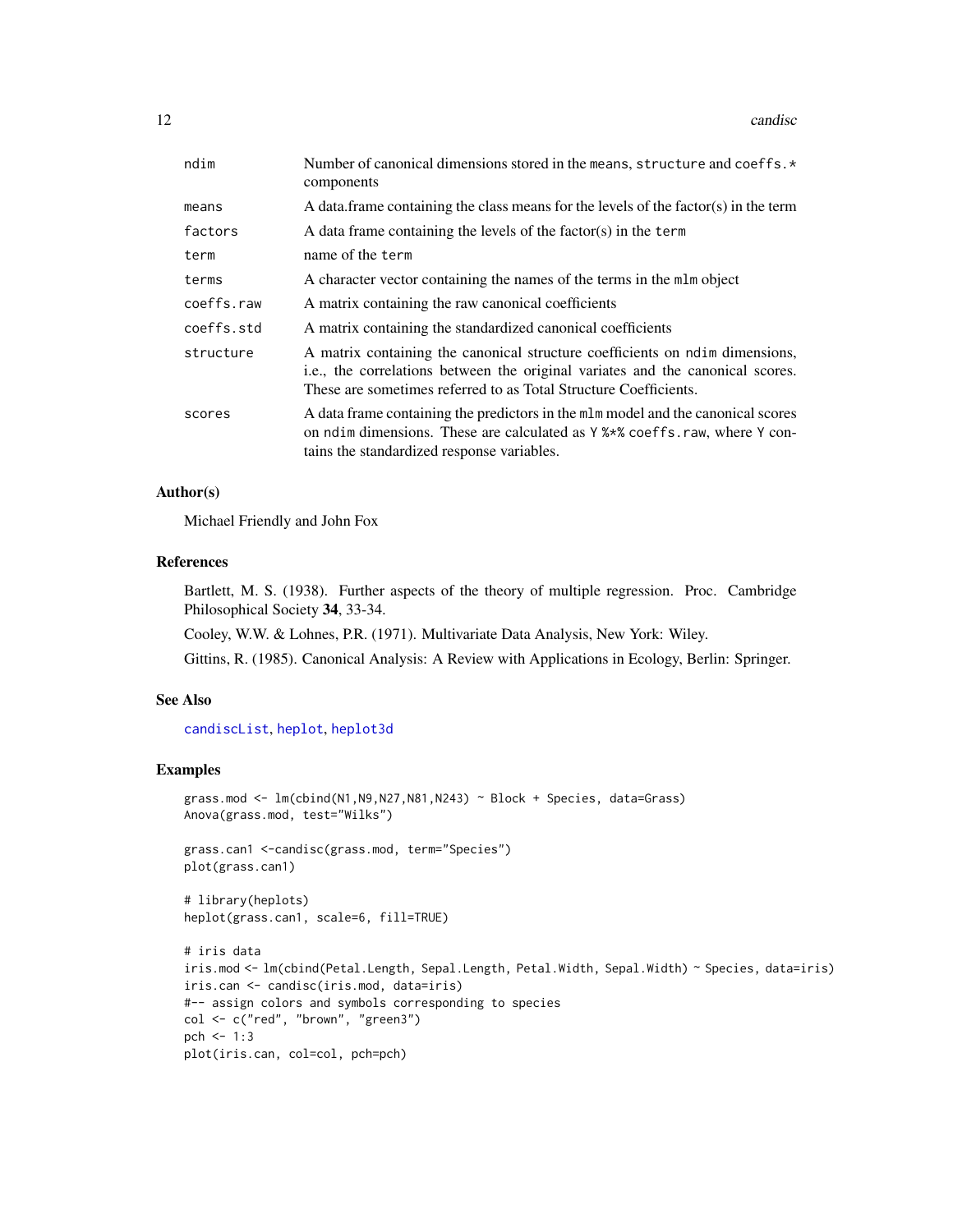| | |
|---|---|
| `ndim` | Number of canonical dimensions stored in the `means`, `structure` and `coeffs.*` components |
| `means` | A data.frame containing the class means for the levels of the factor(s) in the term |
| `factors` | A data frame containing the levels of the factor(s) in the `term` |
| `term` | name of the `term` |
| `terms` | A character vector containing the names of the terms in the `mlm` object |
| `coeffs.raw` | A matrix containing the raw canonical coefficients |
| `coeffs.std` | A matrix containing the standardized canonical coefficients |
| `structure` | A matrix containing the canonical structure coefficients on `ndim` dimensions, i.e., the correlations between the original variates and the canonical scores. These are sometimes referred to as Total Structure Coefficients. |
| `scores` | A data frame containing the predictors in the `mlm` model and the canonical scores on `ndim` dimensions. These are calculated as `Y %*% coeffs.raw`, where `Y` contains the standardized response variables. |

## Author(s)

Michael Friendly and John Fox

## References

Bartlett, M. S. (1938). Further aspects of the theory of multiple regression. Proc. Cambridge Philosophical Society **34**, 33-34.

Cooley, W.W. & Lohnes, P.R. (1971). Multivariate Data Analysis, New York: Wiley.

Gittins, R. (1985). Canonical Analysis: A Review with Applications in Ecology, Berlin: Springer.

## See Also

`candiscList`, `heplot`, `heplot3d`

## Examples

```
grass.mod <- lm(cbind(N1,N9,N27,N81,N243) ~ Block + Species, data=Grass)
Anova(grass.mod, test="Wilks")

grass.can1 <-candisc(grass.mod, term="Species")
plot(grass.can1)

# library(heplots)
heplot(grass.can1, scale=6, fill=TRUE)

# iris data
iris.mod <- lm(cbind(Petal.Length, Sepal.Length, Petal.Width, Sepal.Width) ~ Species, data=iris)
iris.can <- candisc(iris.mod, data=iris)
#-- assign colors and symbols corresponding to species
col <- c("red", "brown", "green3")
pch <- 1:3
plot(iris.can, col=col, pch=pch)
```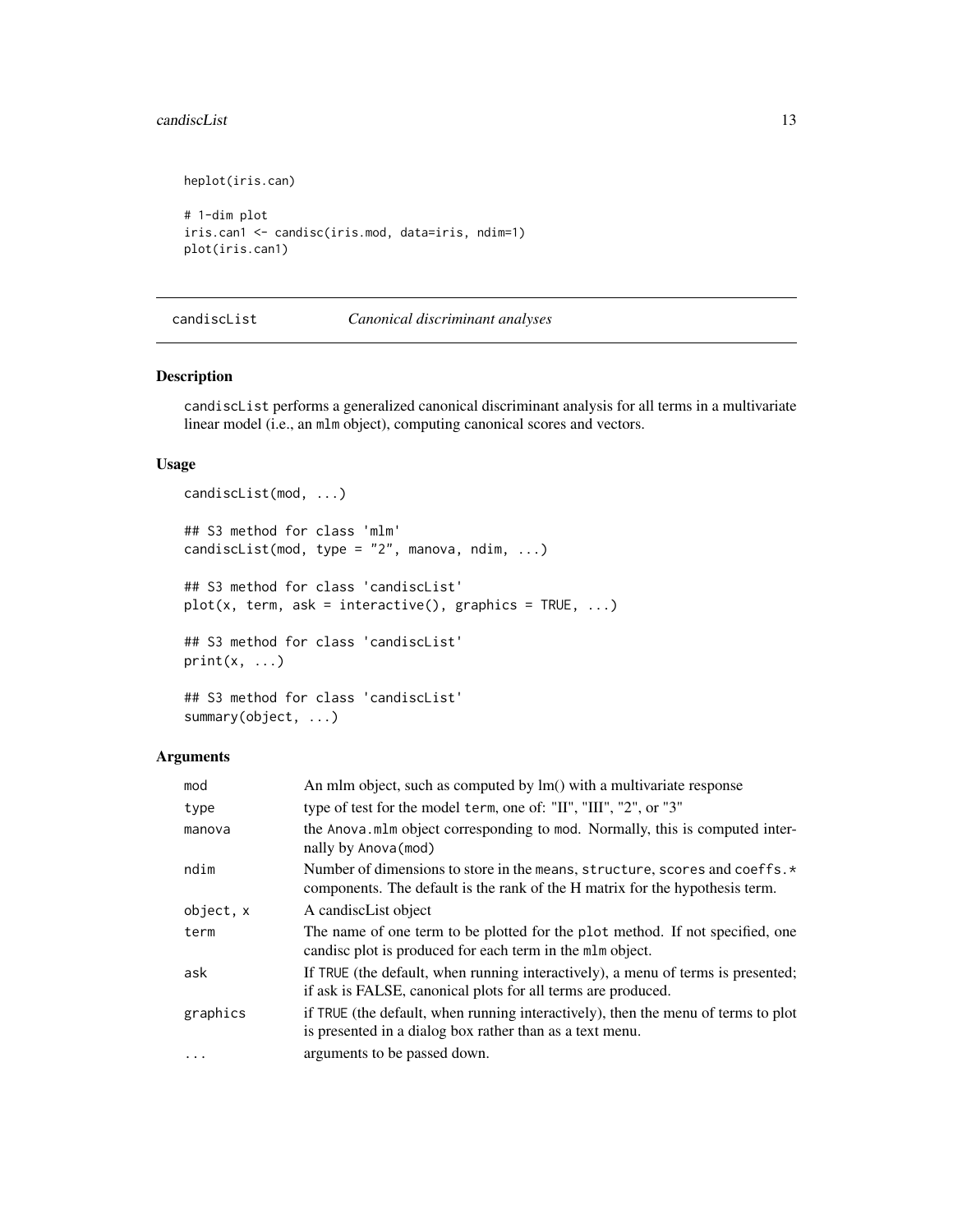```
heplot(iris.can)

# 1-dim plot
iris.can1 <- candisc(iris.mod, data=iris, ndim=1)
plot(iris.can1)
```

## candiscList — *Canonical discriminant analyses*

### Description

candiscList performs a generalized canonical discriminant analysis for all terms in a multivariate linear model (i.e., an mlm object), computing canonical scores and vectors.

### Usage

```
candiscList(mod, ...)

## S3 method for class 'mlm'
candiscList(mod, type = "2", manova, ndim, ...)

## S3 method for class 'candiscList'
plot(x, term, ask = interactive(), graphics = TRUE, ...)

## S3 method for class 'candiscList'
print(x, ...)

## S3 method for class 'candiscList'
summary(object, ...)
```

### Arguments

| | |
|---|---|
| mod | An mlm object, such as computed by lm() with a multivariate response |
| type | type of test for the model term, one of: "II", "III", "2", or "3" |
| manova | the Anova.mlm object corresponding to mod. Normally, this is computed internally by Anova(mod) |
| ndim | Number of dimensions to store in the means, structure, scores and coeffs.* components. The default is the rank of the H matrix for the hypothesis term. |
| object, x | A candiscList object |
| term | The name of one term to be plotted for the plot method. If not specified, one candisc plot is produced for each term in the mlm object. |
| ask | If TRUE (the default, when running interactively), a menu of terms is presented; if ask is FALSE, canonical plots for all terms are produced. |
| graphics | if TRUE (the default, when running interactively), then the menu of terms to plot is presented in a dialog box rather than as a text menu. |
| ... | arguments to be passed down. |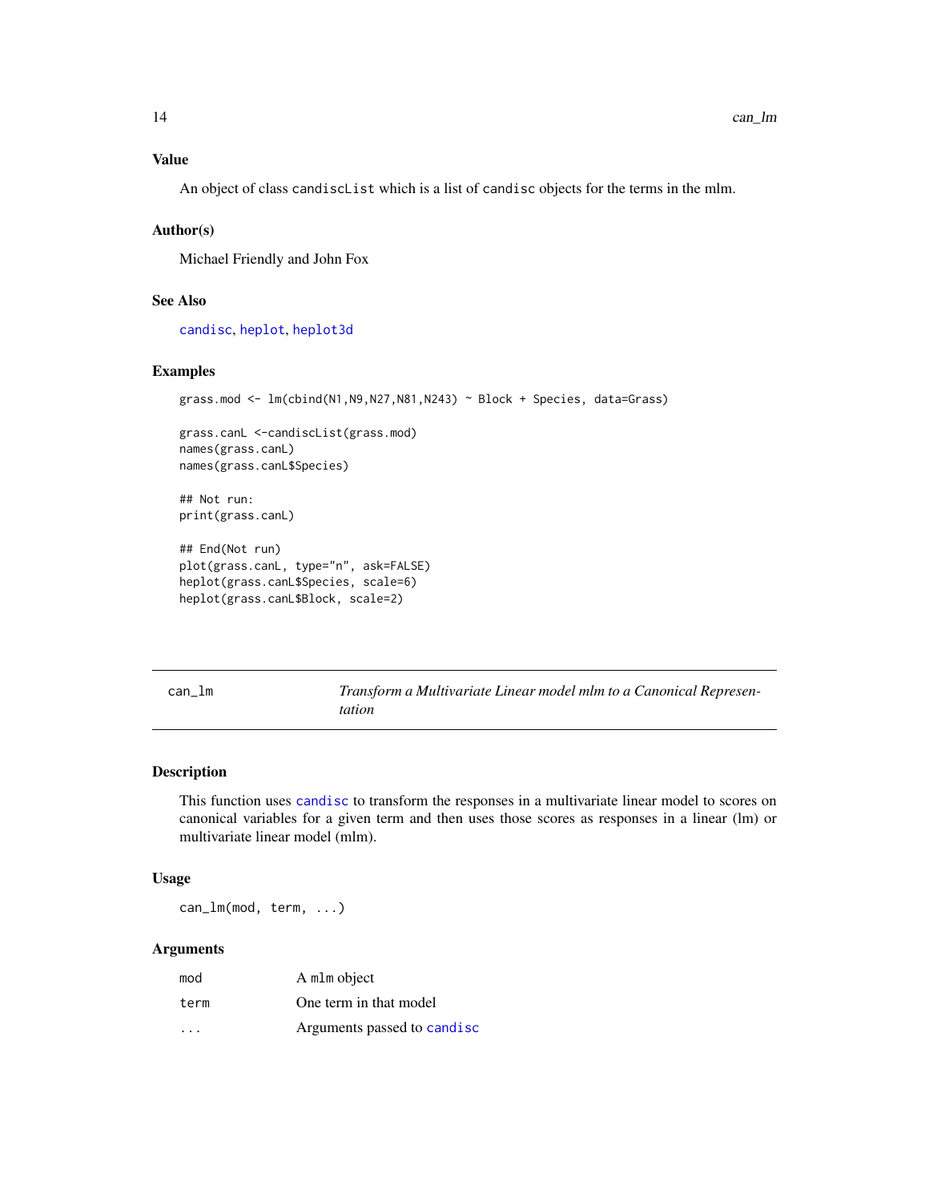### Value

An object of class candiscList which is a list of candisc objects for the terms in the mlm.

### Author(s)

Michael Friendly and John Fox

### See Also

candisc, heplot, heplot3d

### Examples

```
grass.mod <- lm(cbind(N1,N9,N27,N81,N243) ~ Block + Species, data=Grass)

grass.canL <-candiscList(grass.mod)
names(grass.canL)
names(grass.canL$Species)

## Not run:
print(grass.canL)

## End(Not run)
plot(grass.canL, type="n", ask=FALSE)
heplot(grass.canL$Species, scale=6)
heplot(grass.canL$Block, scale=2)
```

---

## can_lm — *Transform a Multivariate Linear model mlm to a Canonical Representation*

---

### Description

This function uses candisc to transform the responses in a multivariate linear model to scores on canonical variables for a given term and then uses those scores as responses in a linear (lm) or multivariate linear model (mlm).

### Usage

```
can_lm(mod, term, ...)
```

### Arguments

| | |
|---|---|
| mod | A mlm object |
| term | One term in that model |
| ... | Arguments passed to candisc |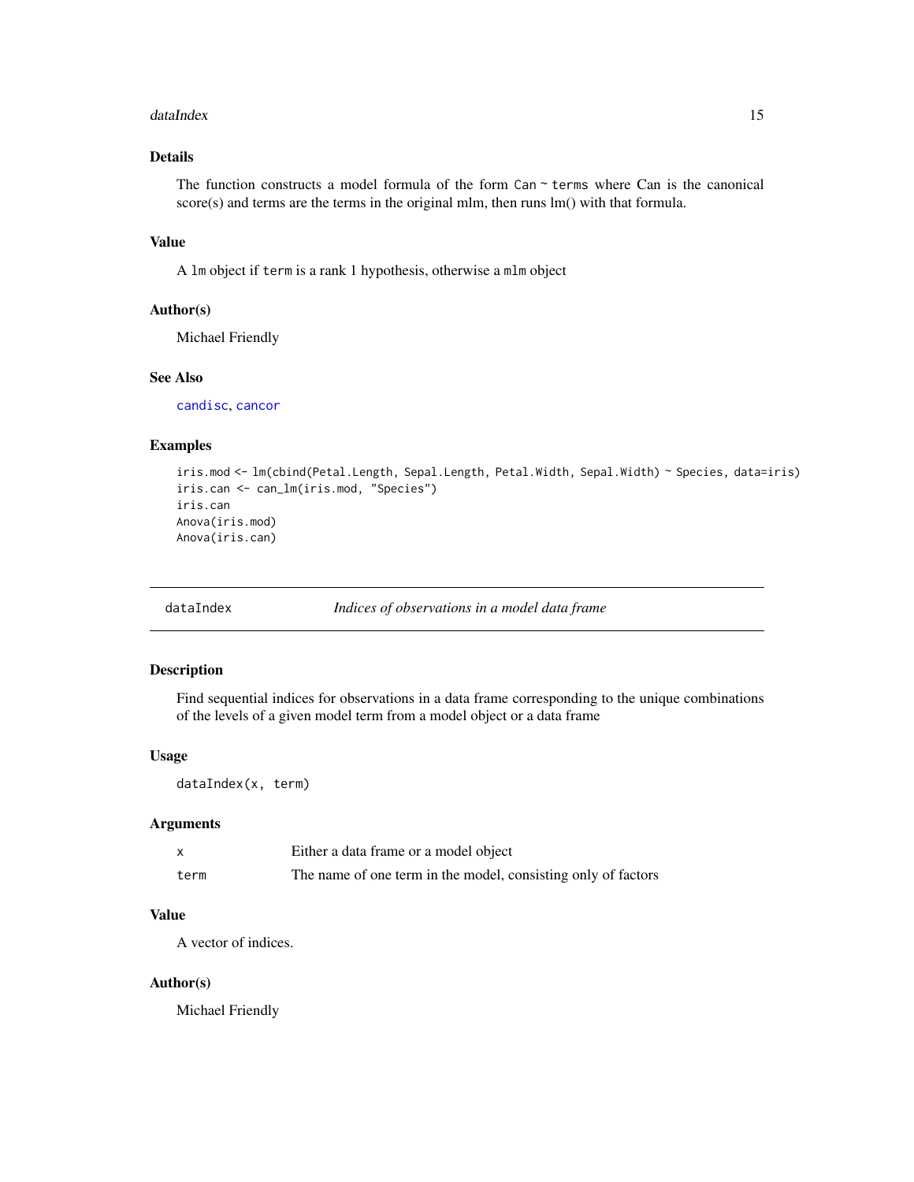## Details

The function constructs a model formula of the form `Can ~ terms` where Can is the canonical score(s) and terms are the terms in the original mlm, then runs lm() with that formula.

## Value

A `lm` object if `term` is a rank 1 hypothesis, otherwise a `mlm` object

## Author(s)

Michael Friendly

## See Also

`candisc`, `cancor`

## Examples

```
iris.mod <- lm(cbind(Petal.Length, Sepal.Length, Petal.Width, Sepal.Width) ~ Species, data=iris)
iris.can <- can_lm(iris.mod, "Species")
iris.can
Anova(iris.mod)
Anova(iris.can)
```

---

# dataIndex *Indices of observations in a model data frame*

## Description

Find sequential indices for observations in a data frame corresponding to the unique combinations of the levels of a given model term from a model object or a data frame

## Usage

```
dataIndex(x, term)
```

## Arguments

| | |
|---|---|
| `x` | Either a data frame or a model object |
| `term` | The name of one term in the model, consisting only of factors |

## Value

A vector of indices.

## Author(s)

Michael Friendly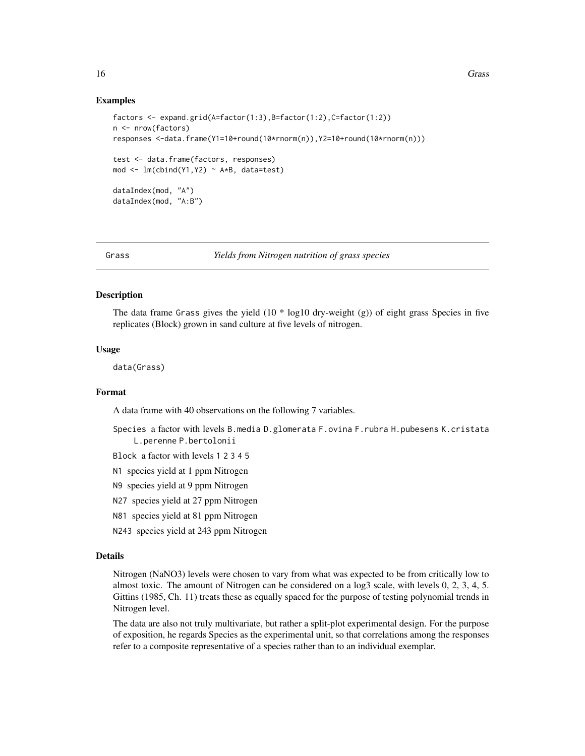## Examples

```
factors <- expand.grid(A=factor(1:3),B=factor(1:2),C=factor(1:2))
n <- nrow(factors)
responses <-data.frame(Y1=10+round(10*rnorm(n)),Y2=10+round(10*rnorm(n)))

test <- data.frame(factors, responses)
mod <- lm(cbind(Y1,Y2) ~ A*B, data=test)

dataIndex(mod, "A")
dataIndex(mod, "A:B")
```

---

Grass *Yields from Nitrogen nutrition of grass species*

---

## Description

The data frame Grass gives the yield (10 * log10 dry-weight (g)) of eight grass Species in five replicates (Block) grown in sand culture at five levels of nitrogen.

## Usage

```
data(Grass)
```

## Format

A data frame with 40 observations on the following 7 variables.

- `Species` a factor with levels `B.media` `D.glomerata` `F.ovina` `F.rubra` `H.pubesens` `K.cristata` `L.perenne` `P.bertolonii`
- `Block` a factor with levels `1` `2` `3` `4` `5`
- `N1` species yield at 1 ppm Nitrogen
- `N9` species yield at 9 ppm Nitrogen
- `N27` species yield at 27 ppm Nitrogen
- `N81` species yield at 81 ppm Nitrogen
- `N243` species yield at 243 ppm Nitrogen

## Details

Nitrogen (NaNO3) levels were chosen to vary from what was expected to be from critically low to almost toxic. The amount of Nitrogen can be considered on a log3 scale, with levels 0, 2, 3, 4, 5. Gittins (1985, Ch. 11) treats these as equally spaced for the purpose of testing polynomial trends in Nitrogen level.

The data are also not truly multivariate, but rather a split-plot experimental design. For the purpose of exposition, he regards Species as the experimental unit, so that correlations among the responses refer to a composite representative of a species rather than to an individual exemplar.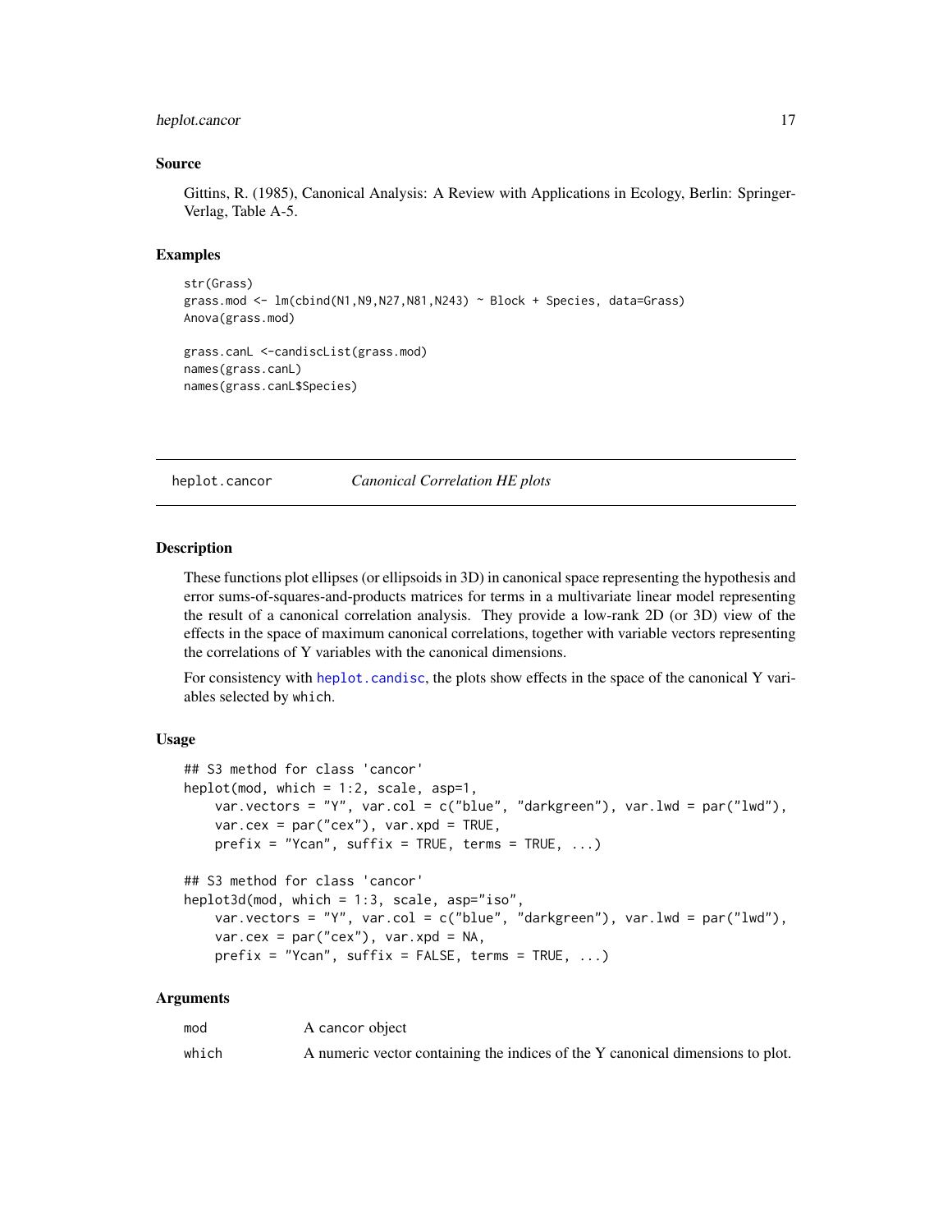### Source

Gittins, R. (1985), Canonical Analysis: A Review with Applications in Ecology, Berlin: Springer-Verlag, Table A-5.

### Examples

```
str(Grass)
grass.mod <- lm(cbind(N1,N9,N27,N81,N243) ~ Block + Species, data=Grass)
Anova(grass.mod)

grass.canL <-candiscList(grass.mod)
names(grass.canL)
names(grass.canL$Species)
```

---

## heplot.cancor — *Canonical Correlation HE plots*

---

### Description

These functions plot ellipses (or ellipsoids in 3D) in canonical space representing the hypothesis and error sums-of-squares-and-products matrices for terms in a multivariate linear model representing the result of a canonical correlation analysis. They provide a low-rank 2D (or 3D) view of the effects in the space of maximum canonical correlations, together with variable vectors representing the correlations of Y variables with the canonical dimensions.

For consistency with `heplot.candisc`, the plots show effects in the space of the canonical Y variables selected by `which`.

### Usage

```
## S3 method for class 'cancor'
heplot(mod, which = 1:2, scale, asp=1,
    var.vectors = "Y", var.col = c("blue", "darkgreen"), var.lwd = par("lwd"),
    var.cex = par("cex"), var.xpd = TRUE,
    prefix = "Ycan", suffix = TRUE, terms = TRUE, ...)

## S3 method for class 'cancor'
heplot3d(mod, which = 1:3, scale, asp="iso",
    var.vectors = "Y", var.col = c("blue", "darkgreen"), var.lwd = par("lwd"),
    var.cex = par("cex"), var.xpd = NA,
    prefix = "Ycan", suffix = FALSE, terms = TRUE, ...)
```

### Arguments

| | |
|---|---|
| `mod` | A cancor object |
| `which` | A numeric vector containing the indices of the Y canonical dimensions to plot. |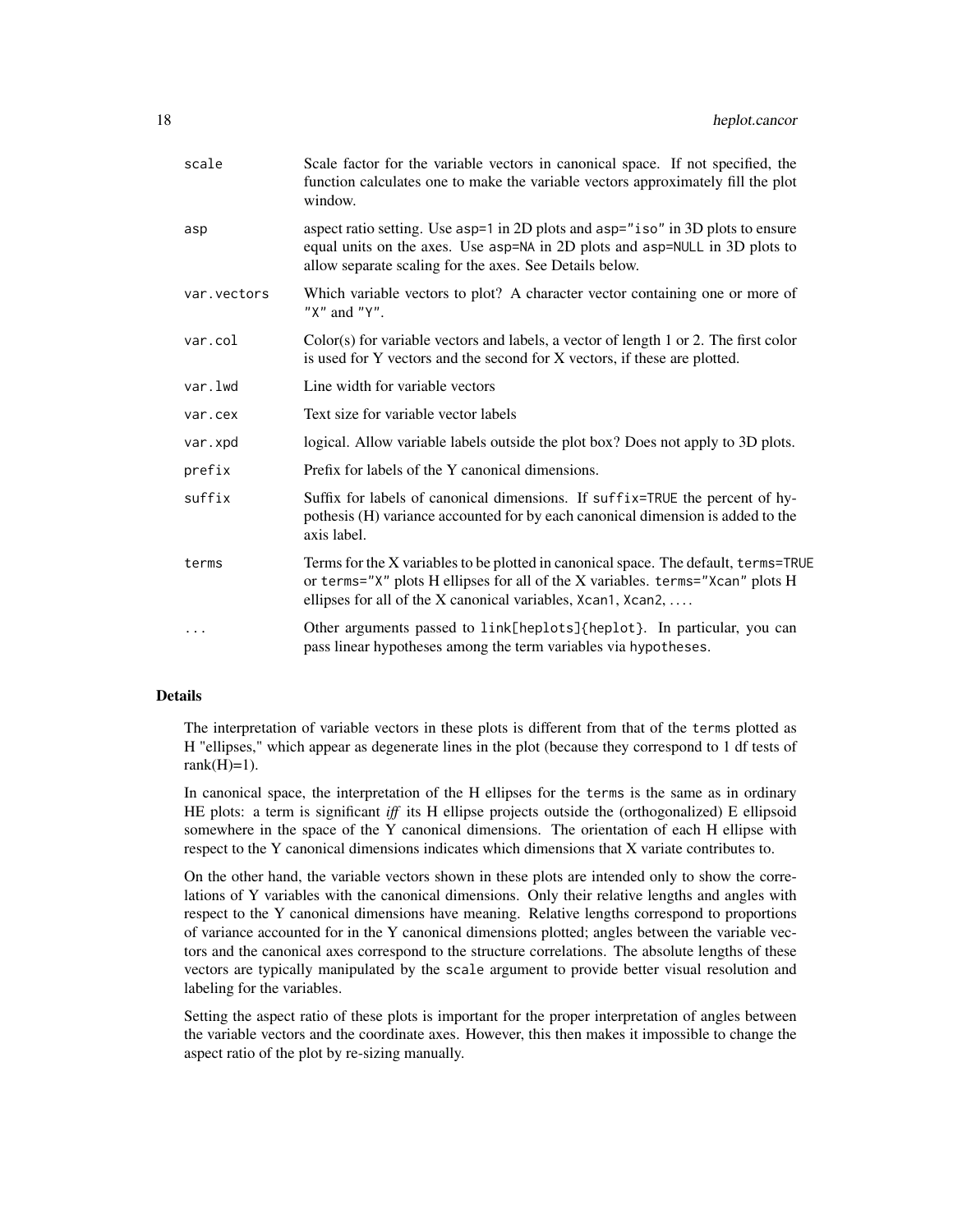| | |
|---|---|
| `scale` | Scale factor for the variable vectors in canonical space. If not specified, the function calculates one to make the variable vectors approximately fill the plot window. |
| `asp` | aspect ratio setting. Use `asp=1` in 2D plots and `asp="iso"` in 3D plots to ensure equal units on the axes. Use `asp=NA` in 2D plots and `asp=NULL` in 3D plots to allow separate scaling for the axes. See Details below. |
| `var.vectors` | Which variable vectors to plot? A character vector containing one or more of `"X"` and `"Y"`. |
| `var.col` | Color(s) for variable vectors and labels, a vector of length 1 or 2. The first color is used for Y vectors and the second for X vectors, if these are plotted. |
| `var.lwd` | Line width for variable vectors |
| `var.cex` | Text size for variable vector labels |
| `var.xpd` | logical. Allow variable labels outside the plot box? Does not apply to 3D plots. |
| `prefix` | Prefix for labels of the Y canonical dimensions. |
| `suffix` | Suffix for labels of canonical dimensions. If `suffix=TRUE` the percent of hypothesis (H) variance accounted for by each canonical dimension is added to the axis label. |
| `terms` | Terms for the X variables to be plotted in canonical space. The default, `terms=TRUE` or `terms="X"` plots H ellipses for all of the X variables. `terms="Xcan"` plots H ellipses for all of the X canonical variables, `Xcan1`, `Xcan2`, .... |
| `...` | Other arguments passed to `link[heplots]{heplot}`. In particular, you can pass linear hypotheses among the term variables via `hypotheses`. |

## Details

The interpretation of variable vectors in these plots is different from that of the `terms` plotted as H "ellipses," which appear as degenerate lines in the plot (because they correspond to 1 df tests of rank(H)=1).

In canonical space, the interpretation of the H ellipses for the `terms` is the same as in ordinary HE plots: a term is significant *iff* its H ellipse projects outside the (orthogonalized) E ellipsoid somewhere in the space of the Y canonical dimensions. The orientation of each H ellipse with respect to the Y canonical dimensions indicates which dimensions that X variate contributes to.

On the other hand, the variable vectors shown in these plots are intended only to show the correlations of Y variables with the canonical dimensions. Only their relative lengths and angles with respect to the Y canonical dimensions have meaning. Relative lengths correspond to proportions of variance accounted for in the Y canonical dimensions plotted; angles between the variable vectors and the canonical axes correspond to the structure correlations. The absolute lengths of these vectors are typically manipulated by the `scale` argument to provide better visual resolution and labeling for the variables.

Setting the aspect ratio of these plots is important for the proper interpretation of angles between the variable vectors and the coordinate axes. However, this then makes it impossible to change the aspect ratio of the plot by re-sizing manually.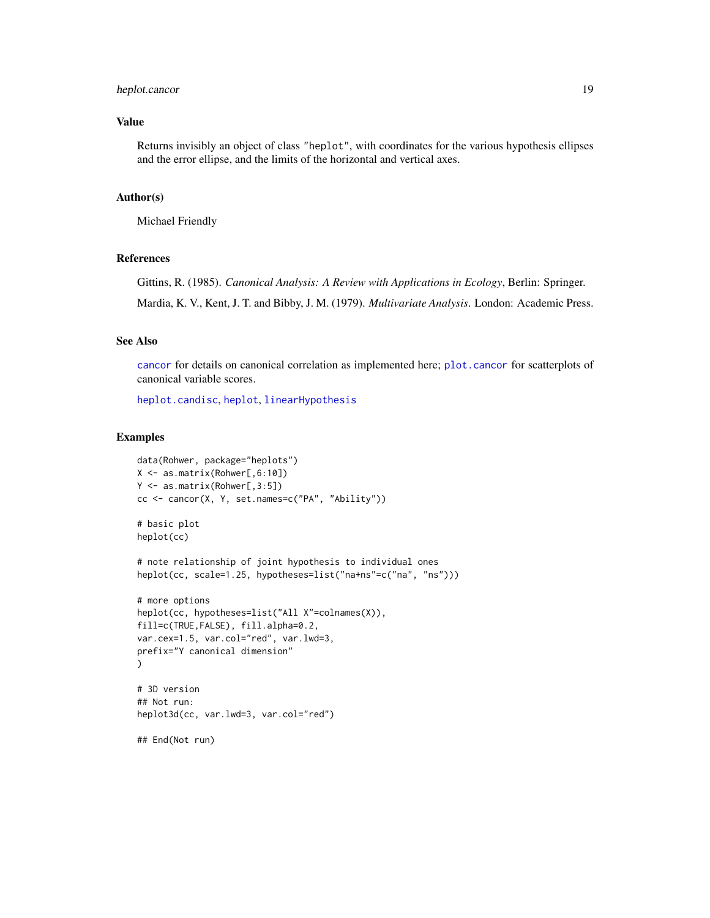## Value

Returns invisibly an object of class "heplot", with coordinates for the various hypothesis ellipses and the error ellipse, and the limits of the horizontal and vertical axes.

## Author(s)

Michael Friendly

## References

Gittins, R. (1985). *Canonical Analysis: A Review with Applications in Ecology*, Berlin: Springer.

Mardia, K. V., Kent, J. T. and Bibby, J. M. (1979). *Multivariate Analysis*. London: Academic Press.

## See Also

`cancor` for details on canonical correlation as implemented here; `plot.cancor` for scatterplots of canonical variable scores.

`heplot.candisc`, `heplot`, `linearHypothesis`

## Examples

```
data(Rohwer, package="heplots")
X <- as.matrix(Rohwer[,6:10])
Y <- as.matrix(Rohwer[,3:5])
cc <- cancor(X, Y, set.names=c("PA", "Ability"))

# basic plot
heplot(cc)

# note relationship of joint hypothesis to individual ones
heplot(cc, scale=1.25, hypotheses=list("na+ns"=c("na", "ns")))

# more options
heplot(cc, hypotheses=list("All X"=colnames(X)),
fill=c(TRUE,FALSE), fill.alpha=0.2,
var.cex=1.5, var.col="red", var.lwd=3,
prefix="Y canonical dimension"
)

# 3D version
## Not run:
heplot3d(cc, var.lwd=3, var.col="red")

## End(Not run)
```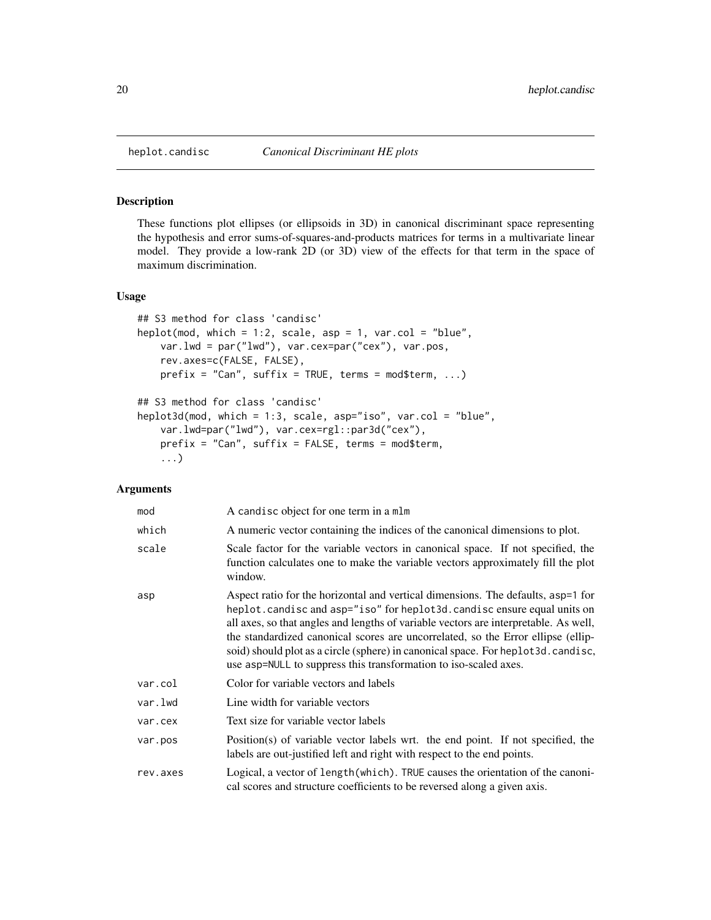heplot.candisc — *Canonical Discriminant HE plots*

## Description

These functions plot ellipses (or ellipsoids in 3D) in canonical discriminant space representing the hypothesis and error sums-of-squares-and-products matrices for terms in a multivariate linear model. They provide a low-rank 2D (or 3D) view of the effects for that term in the space of maximum discrimination.

## Usage

```
## S3 method for class 'candisc'
heplot(mod, which = 1:2, scale, asp = 1, var.col = "blue",
    var.lwd = par("lwd"), var.cex=par("cex"), var.pos,
    rev.axes=c(FALSE, FALSE),
    prefix = "Can", suffix = TRUE, terms = mod$term, ...)

## S3 method for class 'candisc'
heplot3d(mod, which = 1:3, scale, asp="iso", var.col = "blue",
    var.lwd=par("lwd"), var.cex=rgl::par3d("cex"),
    prefix = "Can", suffix = FALSE, terms = mod$term,
    ...)
```

## Arguments

| | |
|---|---|
| `mod` | A `candisc` object for one term in a `mlm` |
| `which` | A numeric vector containing the indices of the canonical dimensions to plot. |
| `scale` | Scale factor for the variable vectors in canonical space. If not specified, the function calculates one to make the variable vectors approximately fill the plot window. |
| `asp` | Aspect ratio for the horizontal and vertical dimensions. The defaults, `asp=1` for `heplot.candisc` and `asp="iso"` for `heplot3d.candisc` ensure equal units on all axes, so that angles and lengths of variable vectors are interpretable. As well, the standardized canonical scores are uncorrelated, so the Error ellipse (ellipsoid) should plot as a circle (sphere) in canonical space. For `heplot3d.candisc`, use `asp=NULL` to suppress this transformation to iso-scaled axes. |
| `var.col` | Color for variable vectors and labels |
| `var.lwd` | Line width for variable vectors |
| `var.cex` | Text size for variable vector labels |
| `var.pos` | Position(s) of variable vector labels wrt. the end point. If not specified, the labels are out-justified left and right with respect to the end points. |
| `rev.axes` | Logical, a vector of `length(which)`. `TRUE` causes the orientation of the canonical scores and structure coefficients to be reversed along a given axis. |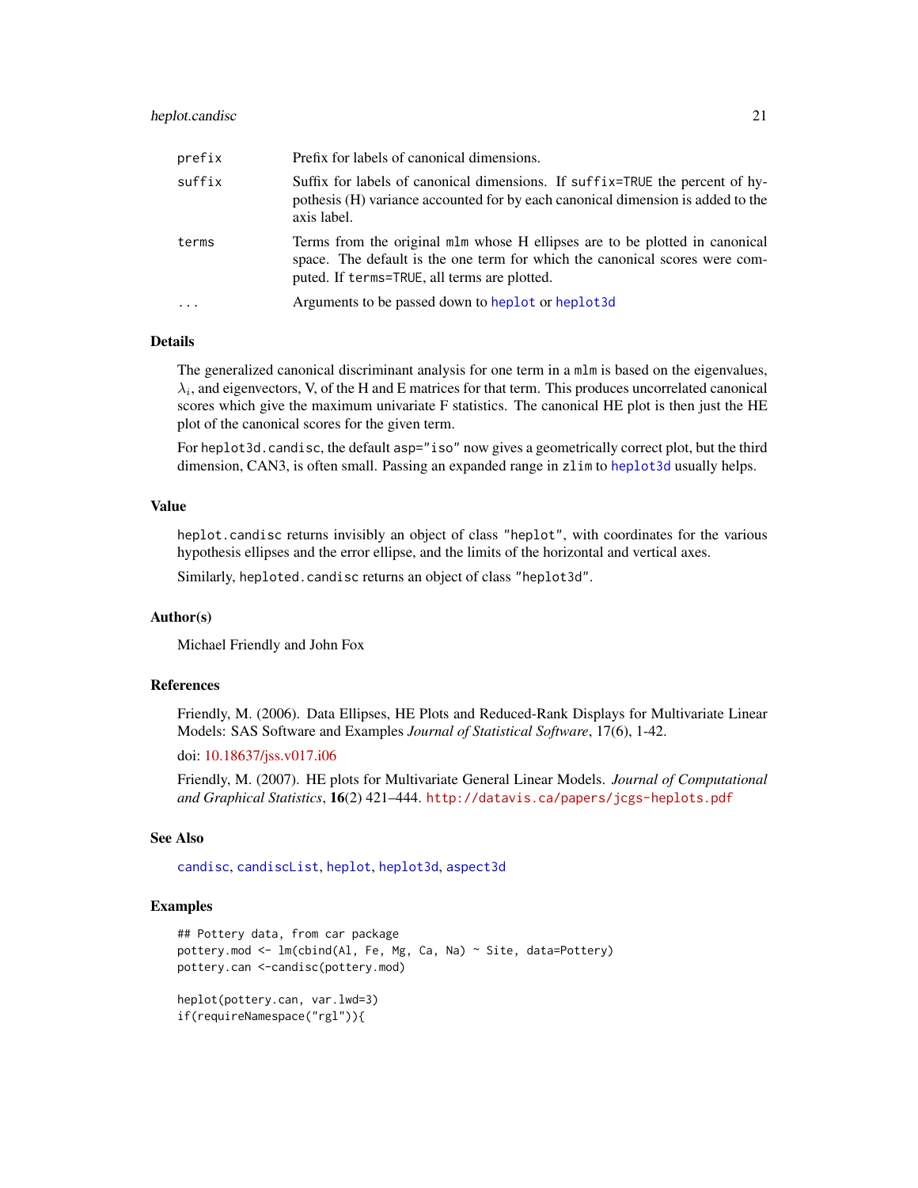| | |
|---|---|
| `prefix` | Prefix for labels of canonical dimensions. |
| `suffix` | Suffix for labels of canonical dimensions. If `suffix=TRUE` the percent of hypothesis (H) variance accounted for by each canonical dimension is added to the axis label. |
| `terms` | Terms from the original `mlm` whose H ellipses are to be plotted in canonical space. The default is the one term for which the canonical scores were computed. If `terms=TRUE`, all terms are plotted. |
| `...` | Arguments to be passed down to `heplot` or `heplot3d` |

### Details

The generalized canonical discriminant analysis for one term in a `mlm` is based on the eigenvalues, $\lambda_i$, and eigenvectors, V, of the H and E matrices for that term. This produces uncorrelated canonical scores which give the maximum univariate F statistics. The canonical HE plot is then just the HE plot of the canonical scores for the given term.

For `heplot3d.candisc`, the default `asp="iso"` now gives a geometrically correct plot, but the third dimension, CAN3, is often small. Passing an expanded range in `zlim` to `heplot3d` usually helps.

### Value

`heplot.candisc` returns invisibly an object of class `"heplot"`, with coordinates for the various hypothesis ellipses and the error ellipse, and the limits of the horizontal and vertical axes.

Similarly, `heploted.candisc` returns an object of class `"heplot3d"`.

### Author(s)

Michael Friendly and John Fox

### References

Friendly, M. (2006). Data Ellipses, HE Plots and Reduced-Rank Displays for Multivariate Linear Models: SAS Software and Examples *Journal of Statistical Software*, 17(6), 1-42.

doi: 10.18637/jss.v017.i06

Friendly, M. (2007). HE plots for Multivariate General Linear Models. *Journal of Computational and Graphical Statistics*, **16**(2) 421–444. `http://datavis.ca/papers/jcgs-heplots.pdf`

### See Also

`candisc`, `candiscList`, `heplot`, `heplot3d`, `aspect3d`

### Examples

```
## Pottery data, from car package
pottery.mod <- lm(cbind(Al, Fe, Mg, Ca, Na) ~ Site, data=Pottery)
pottery.can <-candisc(pottery.mod)

heplot(pottery.can, var.lwd=3)
if(requireNamespace("rgl")){
```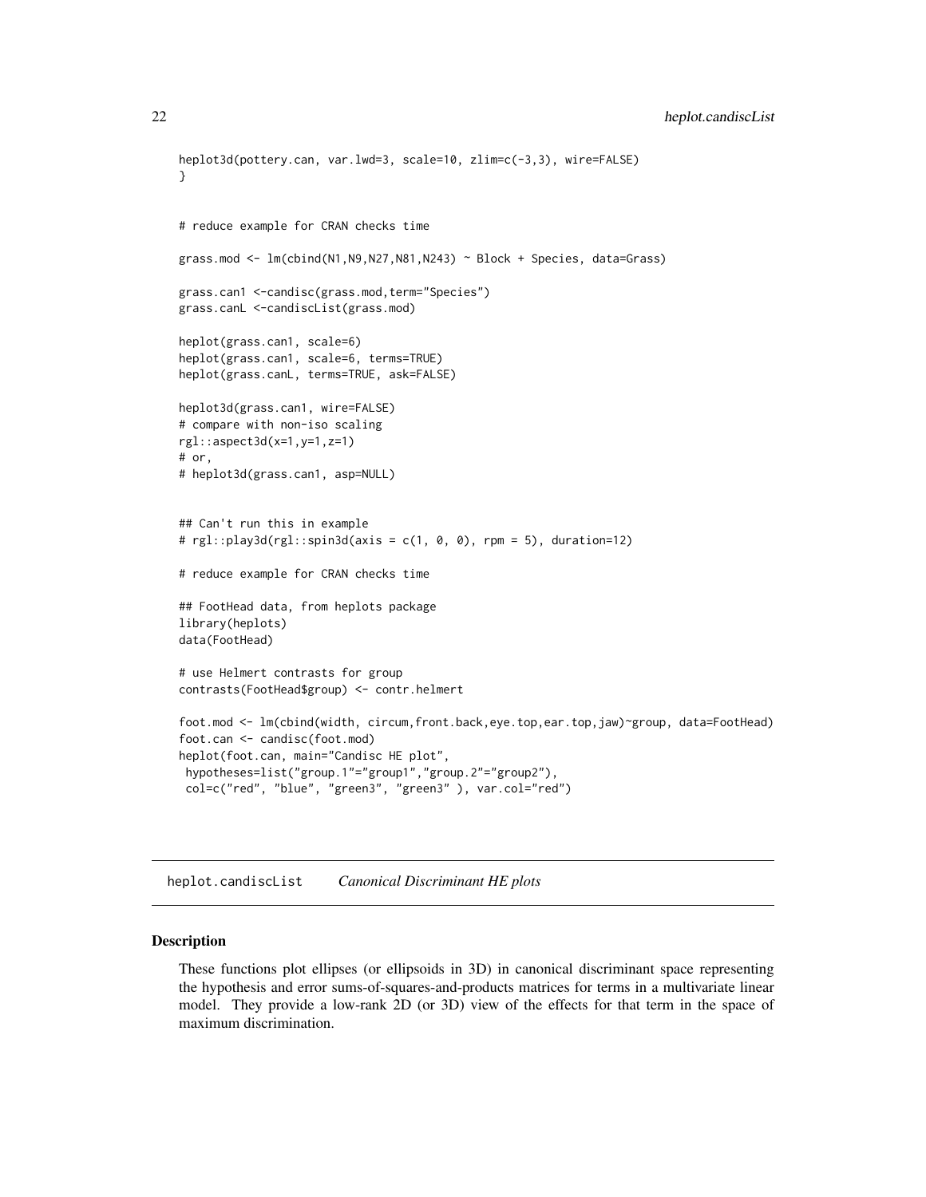```
heplot3d(pottery.can, var.lwd=3, scale=10, zlim=c(-3,3), wire=FALSE)
}


# reduce example for CRAN checks time

grass.mod <- lm(cbind(N1,N9,N27,N81,N243) ~ Block + Species, data=Grass)

grass.can1 <-candisc(grass.mod,term="Species")
grass.canL <-candiscList(grass.mod)

heplot(grass.can1, scale=6)
heplot(grass.can1, scale=6, terms=TRUE)
heplot(grass.canL, terms=TRUE, ask=FALSE)

heplot3d(grass.can1, wire=FALSE)
# compare with non-iso scaling
rgl::aspect3d(x=1,y=1,z=1)
# or,
# heplot3d(grass.can1, asp=NULL)


## Can't run this in example
# rgl::play3d(rgl::spin3d(axis = c(1, 0, 0), rpm = 5), duration=12)

# reduce example for CRAN checks time

## FootHead data, from heplots package
library(heplots)
data(FootHead)

# use Helmert contrasts for group
contrasts(FootHead$group) <- contr.helmert

foot.mod <- lm(cbind(width, circum,front.back,eye.top,ear.top,jaw)~group, data=FootHead)
foot.can <- candisc(foot.mod)
heplot(foot.can, main="Candisc HE plot",
 hypotheses=list("group.1"="group1","group.2"="group2"),
 col=c("red", "blue", "green3", "green3" ), var.col="red")
```

## heplot.candiscList    *Canonical Discriminant HE plots*

### Description

These functions plot ellipses (or ellipsoids in 3D) in canonical discriminant space representing the hypothesis and error sums-of-squares-and-products matrices for terms in a multivariate linear model. They provide a low-rank 2D (or 3D) view of the effects for that term in the space of maximum discrimination.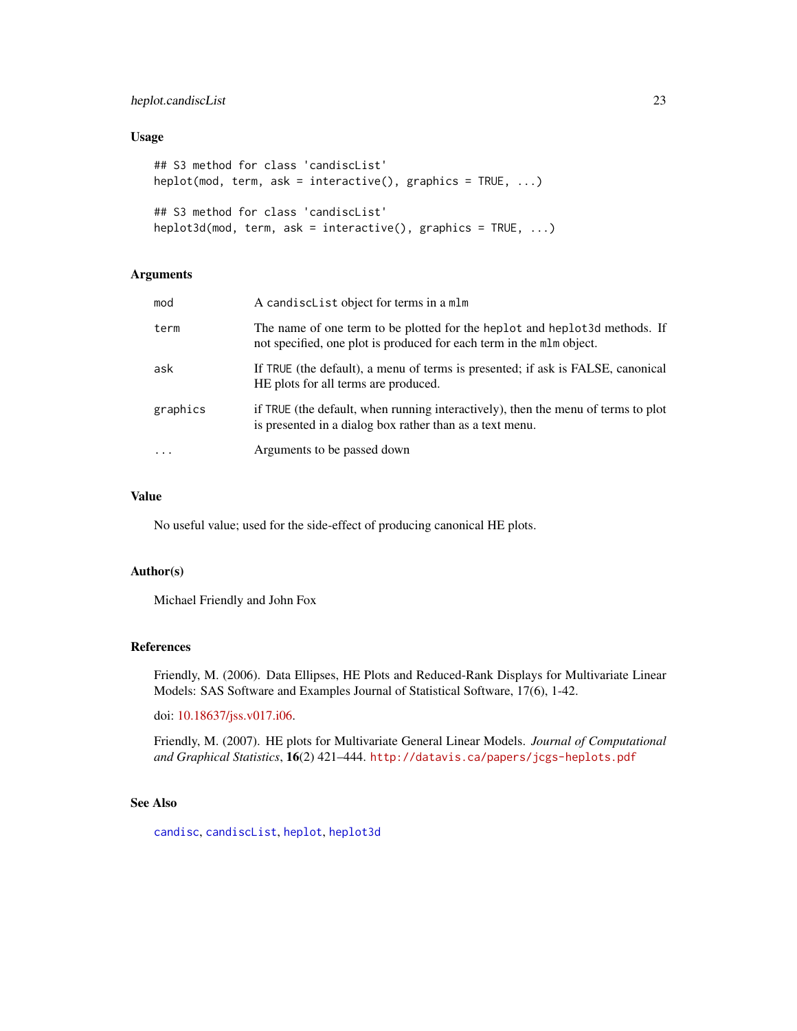## Usage

```
## S3 method for class 'candiscList'
heplot(mod, term, ask = interactive(), graphics = TRUE, ...)

## S3 method for class 'candiscList'
heplot3d(mod, term, ask = interactive(), graphics = TRUE, ...)
```

## Arguments

| | |
|---|---|
| `mod` | A `candiscList` object for terms in a `mlm` |
| `term` | The name of one term to be plotted for the `heplot` and `heplot3d` methods. If not specified, one plot is produced for each term in the `mlm` object. |
| `ask` | If `TRUE` (the default), a menu of terms is presented; if ask is FALSE, canonical HE plots for all terms are produced. |
| `graphics` | if `TRUE` (the default, when running interactively), then the menu of terms to plot is presented in a dialog box rather than as a text menu. |
| `...` | Arguments to be passed down |

## Value

No useful value; used for the side-effect of producing canonical HE plots.

## Author(s)

Michael Friendly and John Fox

## References

Friendly, M. (2006). Data Ellipses, HE Plots and Reduced-Rank Displays for Multivariate Linear Models: SAS Software and Examples Journal of Statistical Software, 17(6), 1-42.

doi: 10.18637/jss.v017.i06.

Friendly, M. (2007). HE plots for Multivariate General Linear Models. *Journal of Computational and Graphical Statistics*, **16**(2) 421–444. http://datavis.ca/papers/jcgs-heplots.pdf

## See Also

`candisc`, `candiscList`, `heplot`, `heplot3d`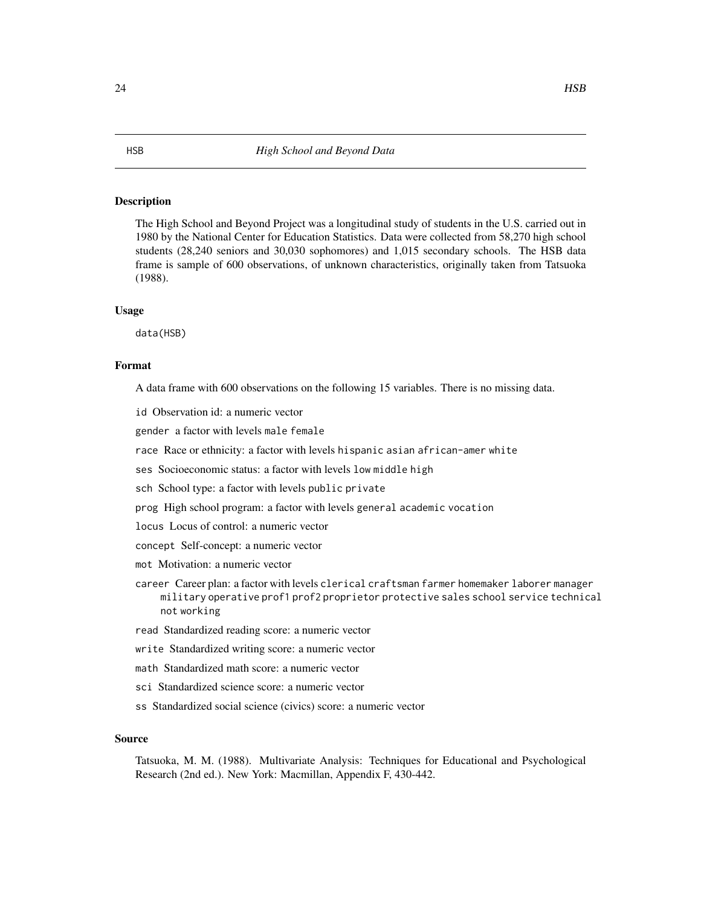## HSB — *High School and Beyond Data*

### Description

The High School and Beyond Project was a longitudinal study of students in the U.S. carried out in 1980 by the National Center for Education Statistics. Data were collected from 58,270 high school students (28,240 seniors and 30,030 sophomores) and 1,015 secondary schools. The HSB data frame is sample of 600 observations, of unknown characteristics, originally taken from Tatsuoka (1988).

### Usage

```
data(HSB)
```

### Format

A data frame with 600 observations on the following 15 variables. There is no missing data.

- `id` Observation id: a numeric vector
- `gender` a factor with levels `male` `female`
- `race` Race or ethnicity: a factor with levels `hispanic` `asian` `african-amer` `white`
- `ses` Socioeconomic status: a factor with levels `low` `middle` `high`
- `sch` School type: a factor with levels `public` `private`
- `prog` High school program: a factor with levels `general` `academic` `vocation`
- `locus` Locus of control: a numeric vector
- `concept` Self-concept: a numeric vector
- `mot` Motivation: a numeric vector
- `career` Career plan: a factor with levels `clerical` `craftsman` `farmer` `homemaker` `laborer` `manager` `military` `operative` `prof1` `prof2` `proprietor` `protective` `sales` `school` `service` `technical` `not working`
- `read` Standardized reading score: a numeric vector
- `write` Standardized writing score: a numeric vector
- `math` Standardized math score: a numeric vector
- `sci` Standardized science score: a numeric vector
- `ss` Standardized social science (civics) score: a numeric vector

### Source

Tatsuoka, M. M. (1988). Multivariate Analysis: Techniques for Educational and Psychological Research (2nd ed.). New York: Macmillan, Appendix F, 430-442.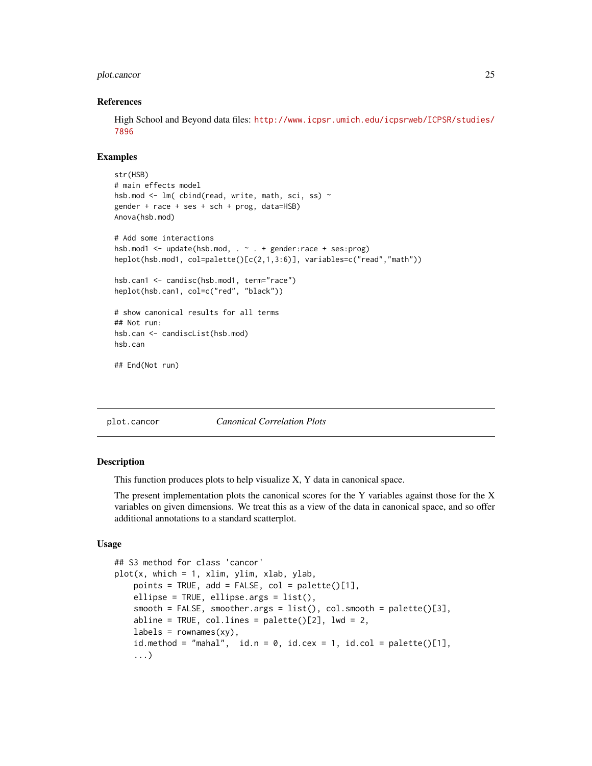### References

High School and Beyond data files: http://www.icpsr.umich.edu/icpsrweb/ICPSR/studies/7896

### Examples

```
str(HSB)
# main effects model
hsb.mod <- lm( cbind(read, write, math, sci, ss) ~
gender + race + ses + sch + prog, data=HSB)
Anova(hsb.mod)

# Add some interactions
hsb.mod1 <- update(hsb.mod, . ~ . + gender:race + ses:prog)
heplot(hsb.mod1, col=palette()[c(2,1,3:6)], variables=c("read","math"))

hsb.can1 <- candisc(hsb.mod1, term="race")
heplot(hsb.can1, col=c("red", "black"))

# show canonical results for all terms
## Not run:
hsb.can <- candiscList(hsb.mod)
hsb.can

## End(Not run)
```

---

## plot.cancor *Canonical Correlation Plots*

### Description

This function produces plots to help visualize X, Y data in canonical space.

The present implementation plots the canonical scores for the Y variables against those for the X variables on given dimensions. We treat this as a view of the data in canonical space, and so offer additional annotations to a standard scatterplot.

### Usage

```
## S3 method for class 'cancor'
plot(x, which = 1, xlim, ylim, xlab, ylab,
    points = TRUE, add = FALSE, col = palette()[1],
    ellipse = TRUE, ellipse.args = list(),
    smooth = FALSE, smoother.args = list(), col.smooth = palette()[3],
    abline = TRUE, col.lines = palette()[2], lwd = 2,
    labels = rownames(xy),
    id.method = "mahal",  id.n = 0, id.cex = 1, id.col = palette()[1],
    ...)
```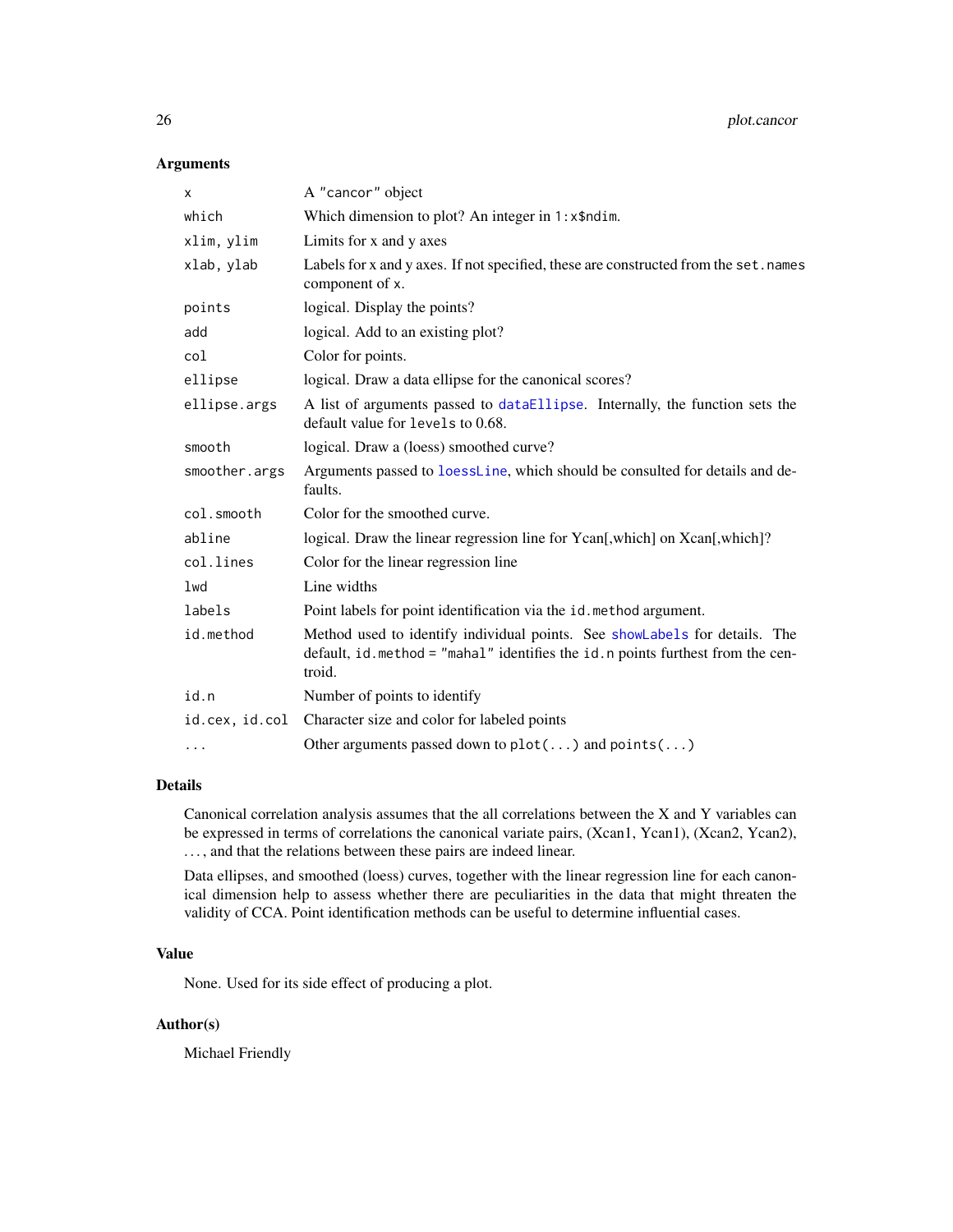## Arguments

| | |
|---|---|
| `x` | A `"cancor"` object |
| `which` | Which dimension to plot? An integer in `1:x$ndim`. |
| `xlim, ylim` | Limits for x and y axes |
| `xlab, ylab` | Labels for x and y axes. If not specified, these are constructed from the `set.names` component of `x`. |
| `points` | logical. Display the points? |
| `add` | logical. Add to an existing plot? |
| `col` | Color for points. |
| `ellipse` | logical. Draw a data ellipse for the canonical scores? |
| `ellipse.args` | A list of arguments passed to `dataEllipse`. Internally, the function sets the default value for `levels` to 0.68. |
| `smooth` | logical. Draw a (loess) smoothed curve? |
| `smoother.args` | Arguments passed to `loessLine`, which should be consulted for details and defaults. |
| `col.smooth` | Color for the smoothed curve. |
| `abline` | logical. Draw the linear regression line for Ycan[,which] on Xcan[,which]? |
| `col.lines` | Color for the linear regression line |
| `lwd` | Line widths |
| `labels` | Point labels for point identification via the `id.method` argument. |
| `id.method` | Method used to identify individual points. See `showLabels` for details. The default, `id.method = "mahal"` identifies the `id.n` points furthest from the centroid. |
| `id.n` | Number of points to identify |
| `id.cex, id.col` | Character size and color for labeled points |
| `...` | Other arguments passed down to `plot(...)` and `points(...)` |

## Details

Canonical correlation analysis assumes that the all correlations between the X and Y variables can be expressed in terms of correlations the canonical variate pairs, (Xcan1, Ycan1), (Xcan2, Ycan2), ..., and that the relations between these pairs are indeed linear.

Data ellipses, and smoothed (loess) curves, together with the linear regression line for each canonical dimension help to assess whether there are peculiarities in the data that might threaten the validity of CCA. Point identification methods can be useful to determine influential cases.

## Value

None. Used for its side effect of producing a plot.

## Author(s)

Michael Friendly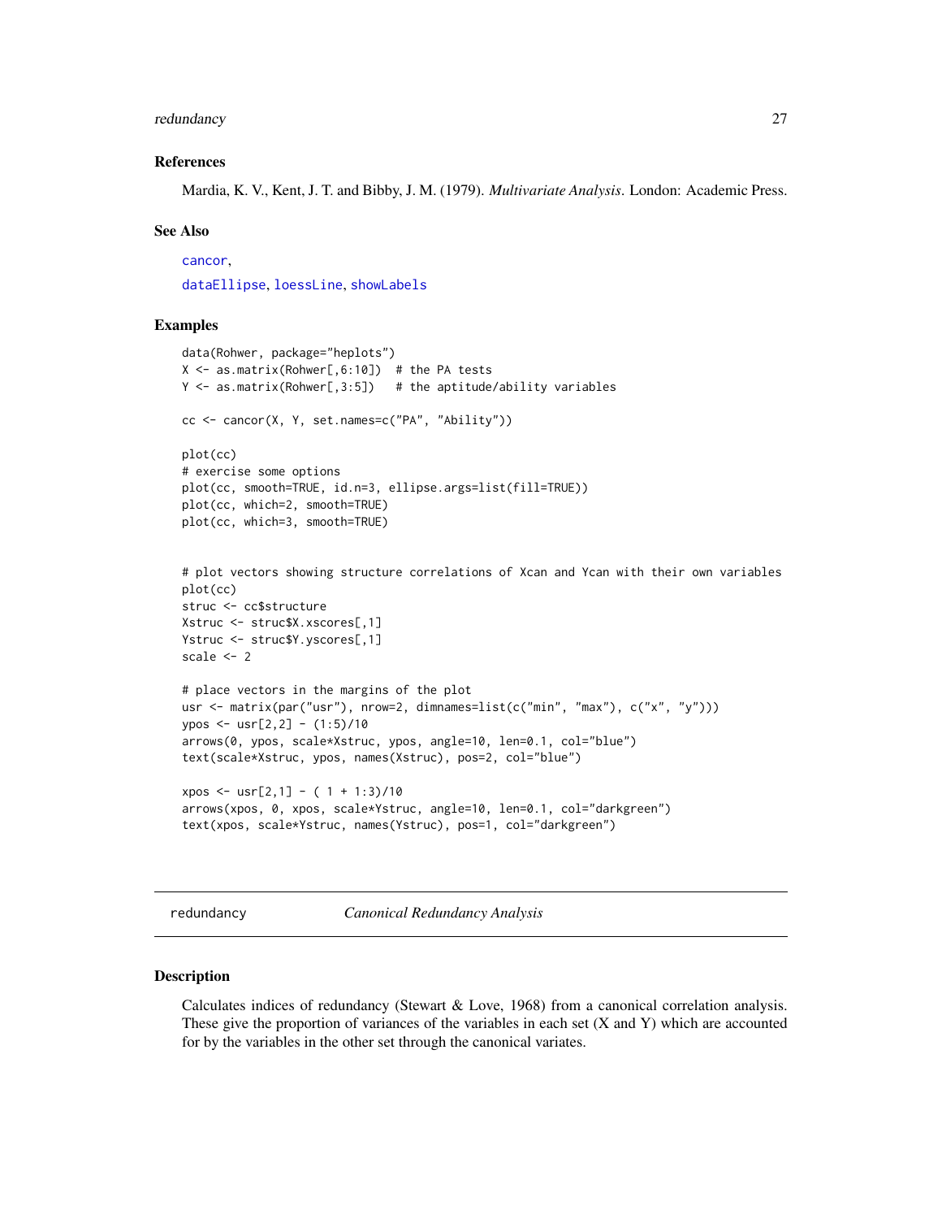### References

Mardia, K. V., Kent, J. T. and Bibby, J. M. (1979). *Multivariate Analysis*. London: Academic Press.

### See Also

cancor,

dataEllipse, loessLine, showLabels

### Examples

```
data(Rohwer, package="heplots")
X <- as.matrix(Rohwer[,6:10])  # the PA tests
Y <- as.matrix(Rohwer[,3:5])   # the aptitude/ability variables

cc <- cancor(X, Y, set.names=c("PA", "Ability"))

plot(cc)
# exercise some options
plot(cc, smooth=TRUE, id.n=3, ellipse.args=list(fill=TRUE))
plot(cc, which=2, smooth=TRUE)
plot(cc, which=3, smooth=TRUE)


# plot vectors showing structure correlations of Xcan and Ycan with their own variables
plot(cc)
struc <- cc$structure
Xstruc <- struc$X.xscores[,1]
Ystruc <- struc$Y.yscores[,1]
scale <- 2

# place vectors in the margins of the plot
usr <- matrix(par("usr"), nrow=2, dimnames=list(c("min", "max"), c("x", "y")))
ypos <- usr[2,2] - (1:5)/10
arrows(0, ypos, scale*Xstruc, ypos, angle=10, len=0.1, col="blue")
text(scale*Xstruc, ypos, names(Xstruc), pos=2, col="blue")

xpos <- usr[2,1] - ( 1 + 1:3)/10
arrows(xpos, 0, xpos, scale*Ystruc, angle=10, len=0.1, col="darkgreen")
text(xpos, scale*Ystruc, names(Ystruc), pos=1, col="darkgreen")
```

---

## redundancy *Canonical Redundancy Analysis*

### Description

Calculates indices of redundancy (Stewart & Love, 1968) from a canonical correlation analysis. These give the proportion of variances of the variables in each set (X and Y) which are accounted for by the variables in the other set through the canonical variates.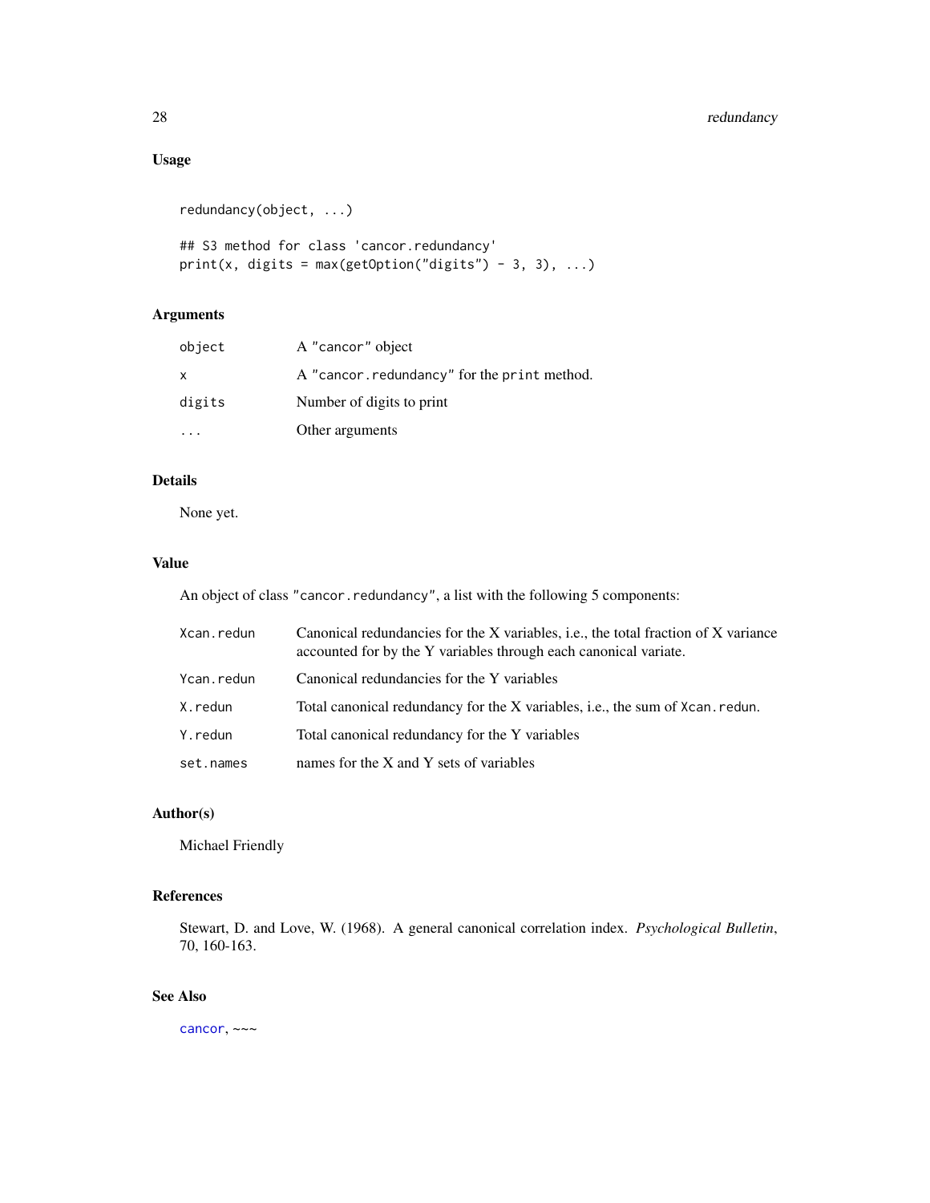## Usage

```
redundancy(object, ...)

## S3 method for class 'cancor.redundancy'
print(x, digits = max(getOption("digits") - 3, 3), ...)
```

## Arguments

| | |
|---|---|
| `object` | A "cancor" object |
| `x` | A "cancor.redundancy" for the `print` method. |
| `digits` | Number of digits to print |
| `...` | Other arguments |

## Details

None yet.

## Value

An object of class "cancor.redundancy", a list with the following 5 components:

| | |
|---|---|
| `Xcan.redun` | Canonical redundancies for the X variables, i.e., the total fraction of X variance accounted for by the Y variables through each canonical variate. |
| `Ycan.redun` | Canonical redundancies for the Y variables |
| `X.redun` | Total canonical redundancy for the X variables, i.e., the sum of `Xcan.redun`. |
| `Y.redun` | Total canonical redundancy for the Y variables |
| `set.names` | names for the X and Y sets of variables |

## Author(s)

Michael Friendly

## References

Stewart, D. and Love, W. (1968). A general canonical correlation index. *Psychological Bulletin*, 70, 160-163.

## See Also

`cancor`, ~~~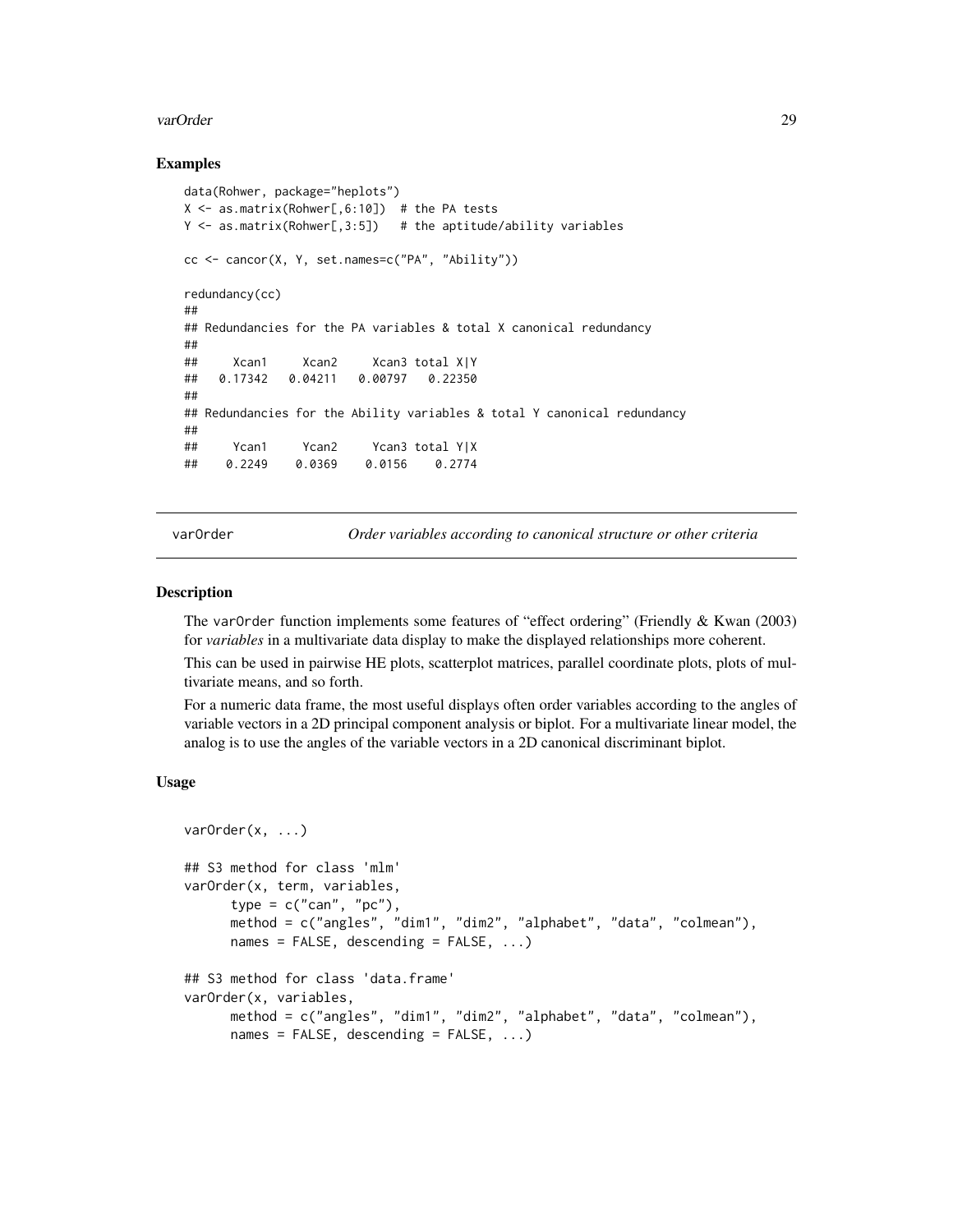### Examples

```
data(Rohwer, package="heplots")
X <- as.matrix(Rohwer[,6:10])  # the PA tests
Y <- as.matrix(Rohwer[,3:5])   # the aptitude/ability variables

cc <- cancor(X, Y, set.names=c("PA", "Ability"))

redundancy(cc)
##
## Redundancies for the PA variables & total X canonical redundancy
##
##     Xcan1     Xcan2     Xcan3 total X|Y
##   0.17342   0.04211   0.00797   0.22350
##
## Redundancies for the Ability variables & total Y canonical redundancy
##
##     Ycan1     Ycan2     Ycan3 total Y|X
##    0.2249    0.0369    0.0156    0.2774
```

## varOrder — *Order variables according to canonical structure or other criteria*

### Description

The varOrder function implements some features of "effect ordering" (Friendly & Kwan (2003) for *variables* in a multivariate data display to make the displayed relationships more coherent.

This can be used in pairwise HE plots, scatterplot matrices, parallel coordinate plots, plots of multivariate means, and so forth.

For a numeric data frame, the most useful displays often order variables according to the angles of variable vectors in a 2D principal component analysis or biplot. For a multivariate linear model, the analog is to use the angles of the variable vectors in a 2D canonical discriminant biplot.

### Usage

```
varOrder(x, ...)

## S3 method for class 'mlm'
varOrder(x, term, variables,
      type = c("can", "pc"),
      method = c("angles", "dim1", "dim2", "alphabet", "data", "colmean"),
      names = FALSE, descending = FALSE, ...)

## S3 method for class 'data.frame'
varOrder(x, variables,
      method = c("angles", "dim1", "dim2", "alphabet", "data", "colmean"),
      names = FALSE, descending = FALSE, ...)
```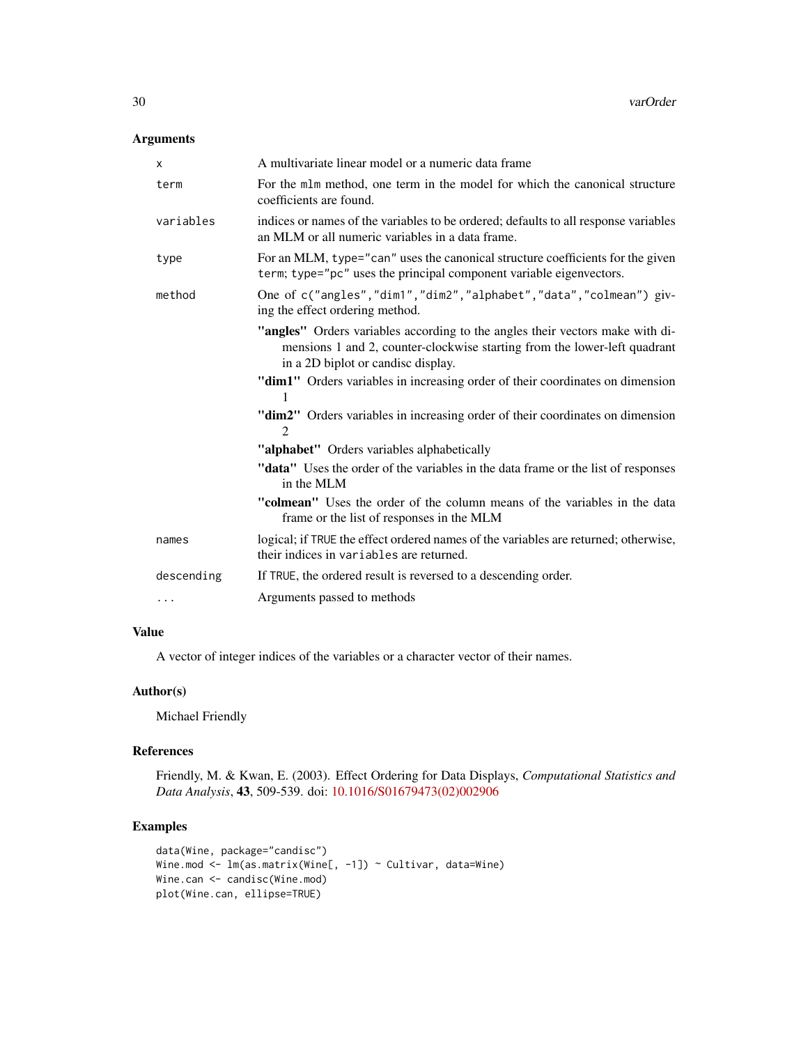## Arguments

| | |
|---|---|
| `x` | A multivariate linear model or a numeric data frame |
| `term` | For the `mlm` method, one term in the model for which the canonical structure coefficients are found. |
| `variables` | indices or names of the variables to be ordered; defaults to all response variables an MLM or all numeric variables in a data frame. |
| `type` | For an MLM, `type="can"` uses the canonical structure coefficients for the given `term`; `type="pc"` uses the principal component variable eigenvectors. |
| `method` | One of `c("angles","dim1","dim2","alphabet","data","colmean")` giving the effect ordering method. **"angles"** Orders variables according to the angles their vectors make with dimensions 1 and 2, counter-clockwise starting from the lower-left quadrant in a 2D biplot or candisc display. **"dim1"** Orders variables in increasing order of their coordinates on dimension 1 **"dim2"** Orders variables in increasing order of their coordinates on dimension 2 **"alphabet"** Orders variables alphabetically **"data"** Uses the order of the variables in the data frame or the list of responses in the MLM **"colmean"** Uses the order of the column means of the variables in the data frame or the list of responses in the MLM |
| `names` | logical; if `TRUE` the effect ordered names of the variables are returned; otherwise, their indices in `variables` are returned. |
| `descending` | If `TRUE`, the ordered result is reversed to a descending order. |
| `...` | Arguments passed to methods |

## Value

A vector of integer indices of the variables or a character vector of their names.

## Author(s)

Michael Friendly

## References

Friendly, M. & Kwan, E. (2003). Effect Ordering for Data Displays, *Computational Statistics and Data Analysis*, **43**, 509-539. doi: 10.1016/S01679473(02)002906

## Examples

```
data(Wine, package="candisc")
Wine.mod <- lm(as.matrix(Wine[, -1]) ~ Cultivar, data=Wine)
Wine.can <- candisc(Wine.mod)
plot(Wine.can, ellipse=TRUE)
```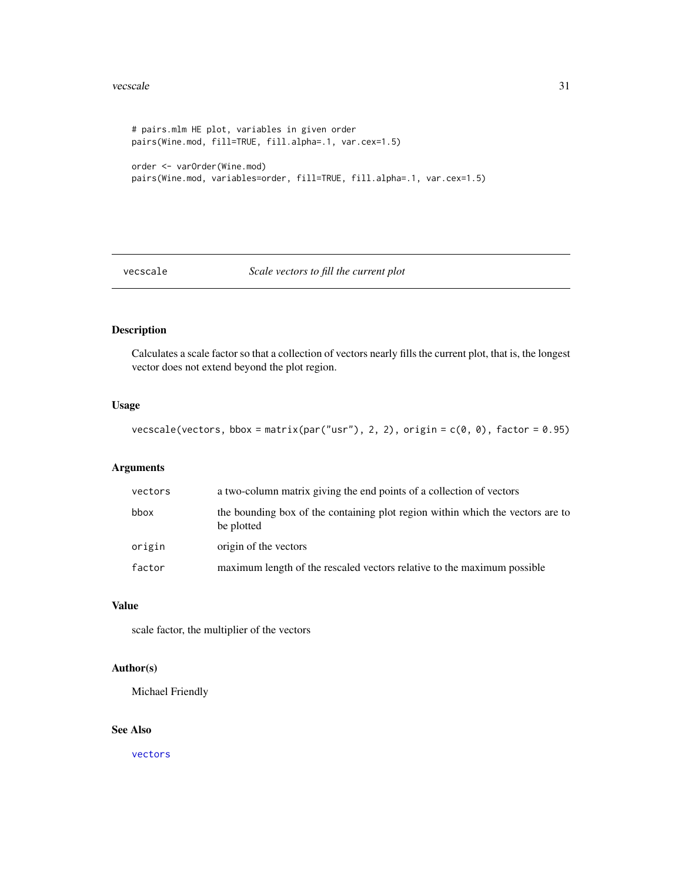```
# pairs.mlm HE plot, variables in given order
pairs(Wine.mod, fill=TRUE, fill.alpha=.1, var.cex=1.5)

order <- varOrder(Wine.mod)
pairs(Wine.mod, variables=order, fill=TRUE, fill.alpha=.1, var.cex=1.5)
```

## vecscale — *Scale vectors to fill the current plot*

### Description

Calculates a scale factor so that a collection of vectors nearly fills the current plot, that is, the longest vector does not extend beyond the plot region.

### Usage

```
vecscale(vectors, bbox = matrix(par("usr"), 2, 2), origin = c(0, 0), factor = 0.95)
```

### Arguments

| | |
|---|---|
| vectors | a two-column matrix giving the end points of a collection of vectors |
| bbox | the bounding box of the containing plot region within which the vectors are to be plotted |
| origin | origin of the vectors |
| factor | maximum length of the rescaled vectors relative to the maximum possible |

### Value

scale factor, the multiplier of the vectors

### Author(s)

Michael Friendly

### See Also

vectors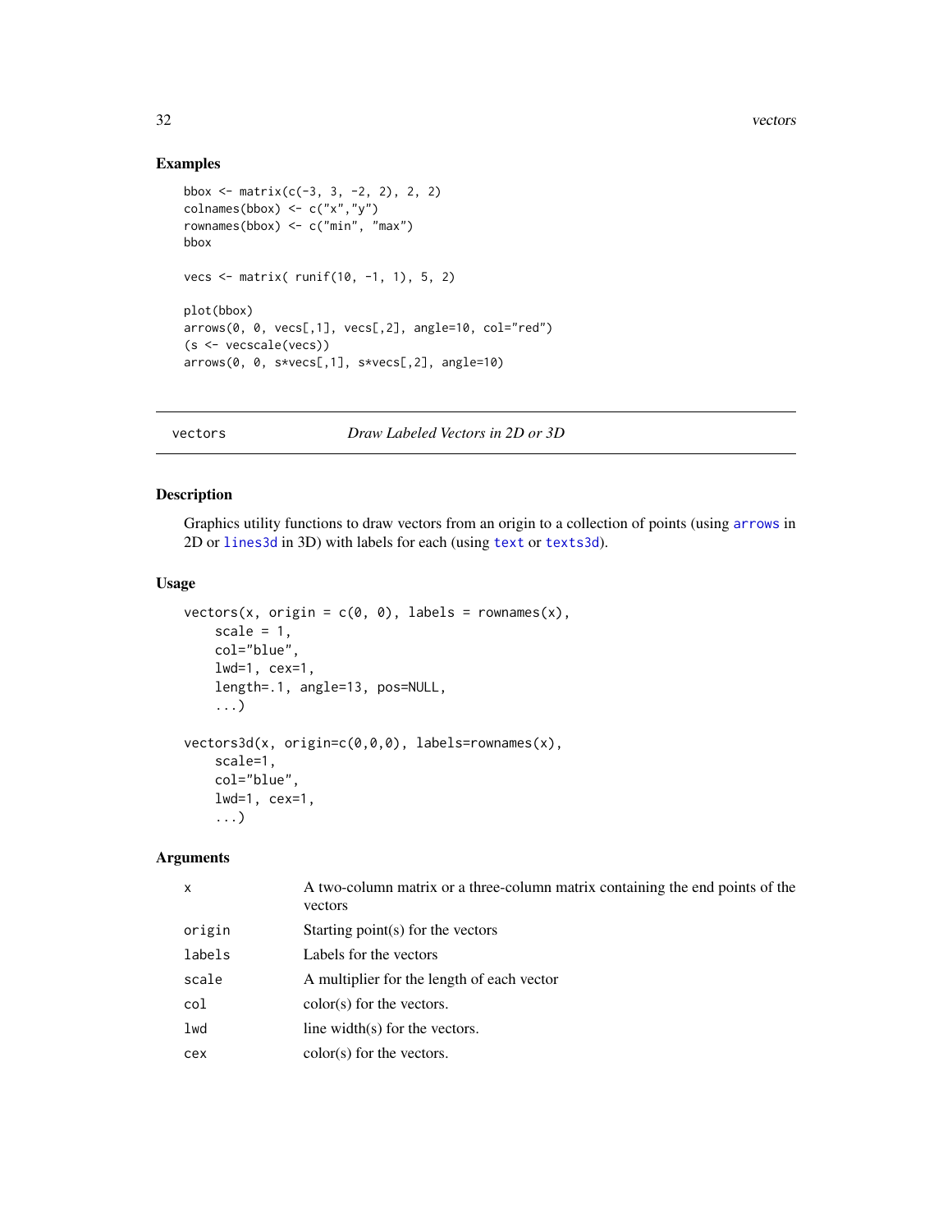## Examples

```
bbox <- matrix(c(-3, 3, -2, 2), 2, 2)
colnames(bbox) <- c("x","y")
rownames(bbox) <- c("min", "max")
bbox

vecs <- matrix( runif(10, -1, 1), 5, 2)

plot(bbox)
arrows(0, 0, vecs[,1], vecs[,2], angle=10, col="red")
(s <- vecscale(vecs))
arrows(0, 0, s*vecs[,1], s*vecs[,2], angle=10)
```

---

# vectors *Draw Labeled Vectors in 2D or 3D*

## Description

Graphics utility functions to draw vectors from an origin to a collection of points (using `arrows` in 2D or `lines3d` in 3D) with labels for each (using `text` or `texts3d`).

## Usage

```
vectors(x, origin = c(0, 0), labels = rownames(x),
    scale = 1,
    col="blue",
    lwd=1, cex=1,
    length=.1, angle=13, pos=NULL,
    ...)

vectors3d(x, origin=c(0,0,0), labels=rownames(x),
    scale=1,
    col="blue",
    lwd=1, cex=1,
    ...)
```

## Arguments

| | |
|---|---|
| `x` | A two-column matrix or a three-column matrix containing the end points of the vectors |
| `origin` | Starting point(s) for the vectors |
| `labels` | Labels for the vectors |
| `scale` | A multiplier for the length of each vector |
| `col` | color(s) for the vectors. |
| `lwd` | line width(s) for the vectors. |
| `cex` | color(s) for the vectors. |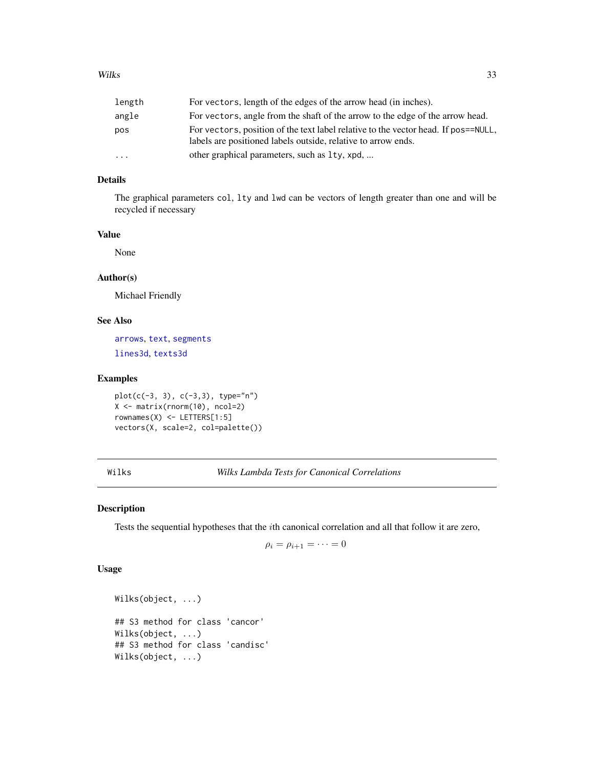| | |
|---|---|
| length | For vectors, length of the edges of the arrow head (in inches). |
| angle | For vectors, angle from the shaft of the arrow to the edge of the arrow head. |
| pos | For vectors, position of the text label relative to the vector head. If pos==NULL, labels are positioned labels outside, relative to arrow ends. |
| ... | other graphical parameters, such as lty, xpd, ... |

## Details

The graphical parameters col, lty and lwd can be vectors of length greater than one and will be recycled if necessary

## Value

None

## Author(s)

Michael Friendly

## See Also

arrows, text, segments

lines3d, texts3d

## Examples

```
plot(c(-3, 3), c(-3,3), type="n")
X <- matrix(rnorm(10), ncol=2)
rownames(X) <- LETTERS[1:5]
vectors(X, scale=2, col=palette())
```

---

# Wilks — *Wilks Lambda Tests for Canonical Correlations*

---

## Description

Tests the sequential hypotheses that the $i$th canonical correlation and all that follow it are zero,

$$\rho_i = \rho_{i+1} = \cdots = 0$$

## Usage

```
Wilks(object, ...)

## S3 method for class 'cancor'
Wilks(object, ...)
## S3 method for class 'candisc'
Wilks(object, ...)
```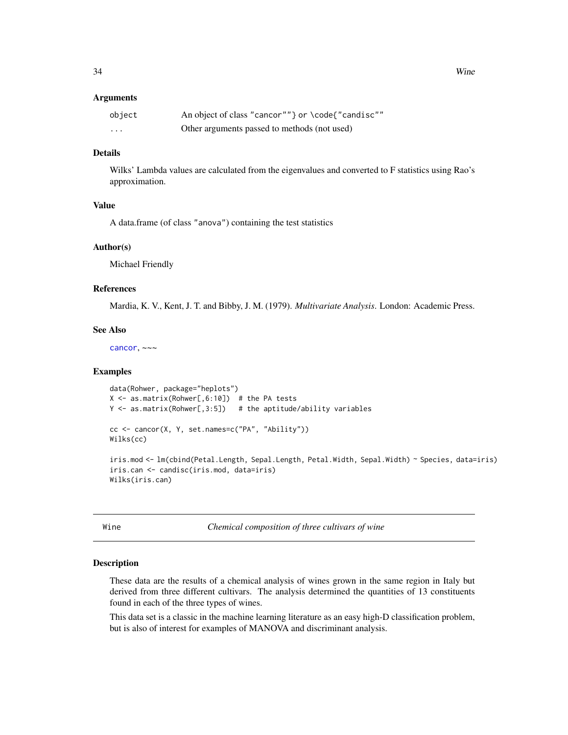### Arguments

| | |
|---|---|
| object | An object of class "cancor""} or \code{"candisc"" |
| ... | Other arguments passed to methods (not used) |

### Details

Wilks' Lambda values are calculated from the eigenvalues and converted to F statistics using Rao's approximation.

### Value

A data.frame (of class "anova") containing the test statistics

### Author(s)

Michael Friendly

### References

Mardia, K. V., Kent, J. T. and Bibby, J. M. (1979). *Multivariate Analysis*. London: Academic Press.

### See Also

cancor, ~~~

### Examples

```
data(Rohwer, package="heplots")
X <- as.matrix(Rohwer[,6:10])  # the PA tests
Y <- as.matrix(Rohwer[,3:5])   # the aptitude/ability variables

cc <- cancor(X, Y, set.names=c("PA", "Ability"))
Wilks(cc)

iris.mod <- lm(cbind(Petal.Length, Sepal.Length, Petal.Width, Sepal.Width) ~ Species, data=iris)
iris.can <- candisc(iris.mod, data=iris)
Wilks(iris.can)
```

---

## Wine — *Chemical composition of three cultivars of wine*

### Description

These data are the results of a chemical analysis of wines grown in the same region in Italy but derived from three different cultivars. The analysis determined the quantities of 13 constituents found in each of the three types of wines.

This data set is a classic in the machine learning literature as an easy high-D classification problem, but is also of interest for examples of MANOVA and discriminant analysis.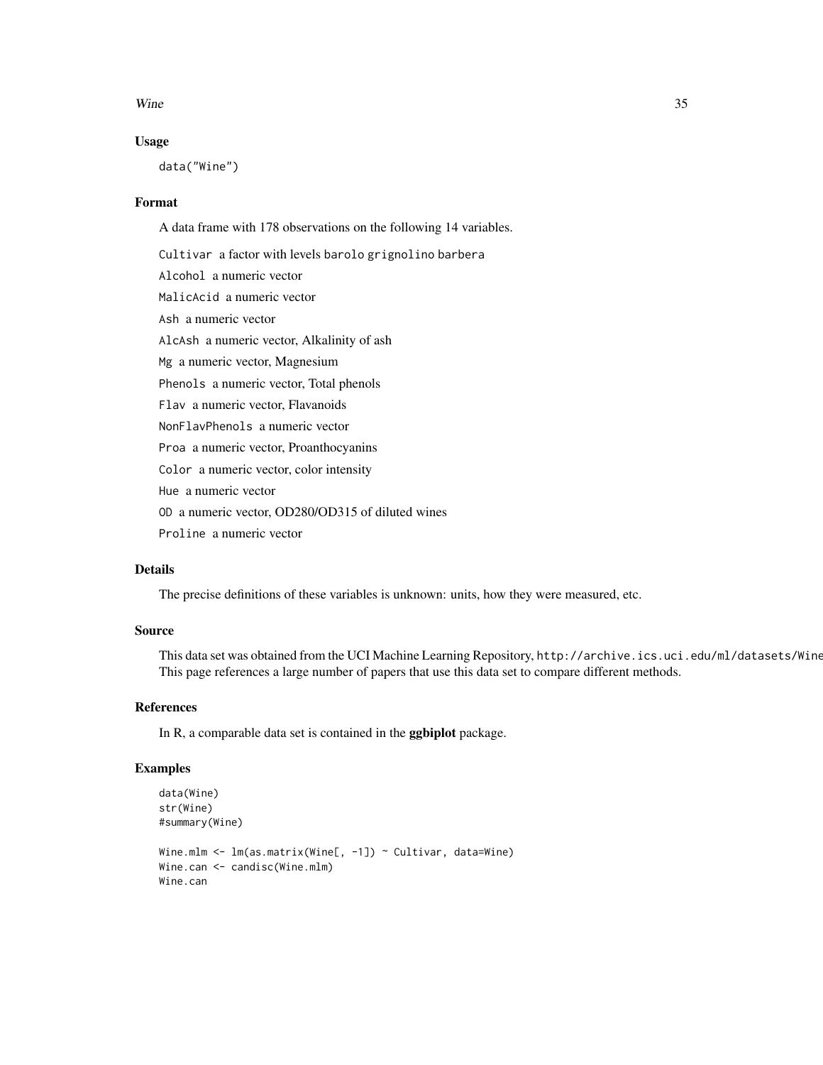## Usage

```
data("Wine")
```

## Format

A data frame with 178 observations on the following 14 variables.

- `Cultivar` a factor with levels `barolo` `grignolino` `barbera`
- `Alcohol` a numeric vector
- `MalicAcid` a numeric vector
- `Ash` a numeric vector
- `AlcAsh` a numeric vector, Alkalinity of ash
- `Mg` a numeric vector, Magnesium
- `Phenols` a numeric vector, Total phenols
- `Flav` a numeric vector, Flavanoids
- `NonFlavPhenols` a numeric vector
- `Proa` a numeric vector, Proanthocyanins
- `Color` a numeric vector, color intensity
- `Hue` a numeric vector
- `OD` a numeric vector, OD280/OD315 of diluted wines
- `Proline` a numeric vector

## Details

The precise definitions of these variables is unknown: units, how they were measured, etc.

## Source

This data set was obtained from the UCI Machine Learning Repository, `http://archive.ics.uci.edu/ml/datasets/Wine` This page references a large number of papers that use this data set to compare different methods.

## References

In R, a comparable data set is contained in the **ggbiplot** package.

## Examples

```
data(Wine)
str(Wine)
#summary(Wine)

Wine.mlm <- lm(as.matrix(Wine[, -1]) ~ Cultivar, data=Wine)
Wine.can <- candisc(Wine.mlm)
Wine.can
```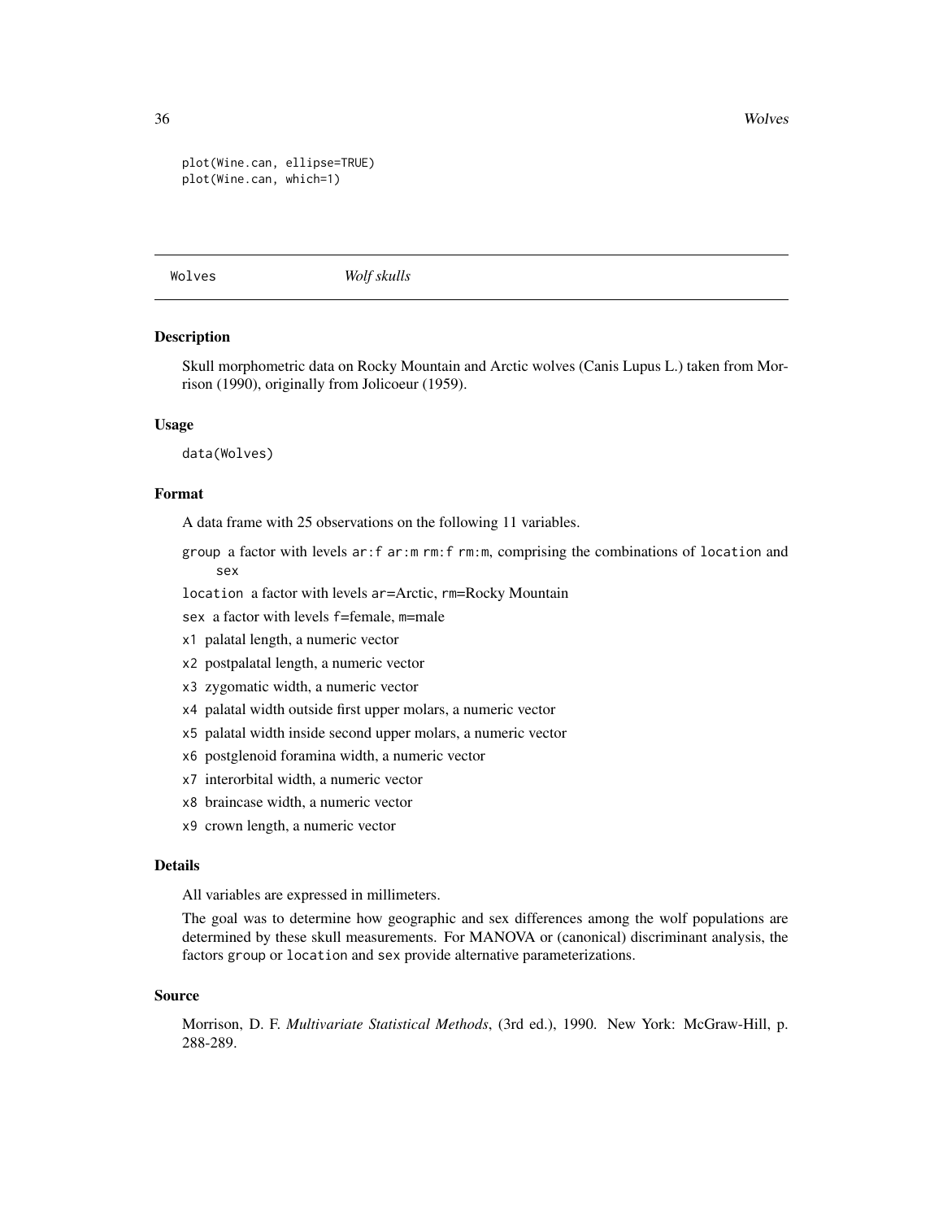```
plot(Wine.can, ellipse=TRUE)
plot(Wine.can, which=1)
```

---

Wolves *Wolf skulls*

---

### Description

Skull morphometric data on Rocky Mountain and Arctic wolves (Canis Lupus L.) taken from Morrison (1990), originally from Jolicoeur (1959).

### Usage

```
data(Wolves)
```

### Format

A data frame with 25 observations on the following 11 variables.

- `group` a factor with levels `ar:f` `ar:m` `rm:f` `rm:m`, comprising the combinations of `location` and `sex`
- `location` a factor with levels `ar`=Arctic, `rm`=Rocky Mountain
- `sex` a factor with levels `f`=female, `m`=male
- `x1` palatal length, a numeric vector
- `x2` postpalatal length, a numeric vector
- `x3` zygomatic width, a numeric vector
- `x4` palatal width outside first upper molars, a numeric vector
- `x5` palatal width inside second upper molars, a numeric vector
- `x6` postglenoid foramina width, a numeric vector
- `x7` interorbital width, a numeric vector
- `x8` braincase width, a numeric vector
- `x9` crown length, a numeric vector

### Details

All variables are expressed in millimeters.

The goal was to determine how geographic and sex differences among the wolf populations are determined by these skull measurements. For MANOVA or (canonical) discriminant analysis, the factors `group` or `location` and `sex` provide alternative parameterizations.

### Source

Morrison, D. F. *Multivariate Statistical Methods*, (3rd ed.), 1990. New York: McGraw-Hill, p. 288-289.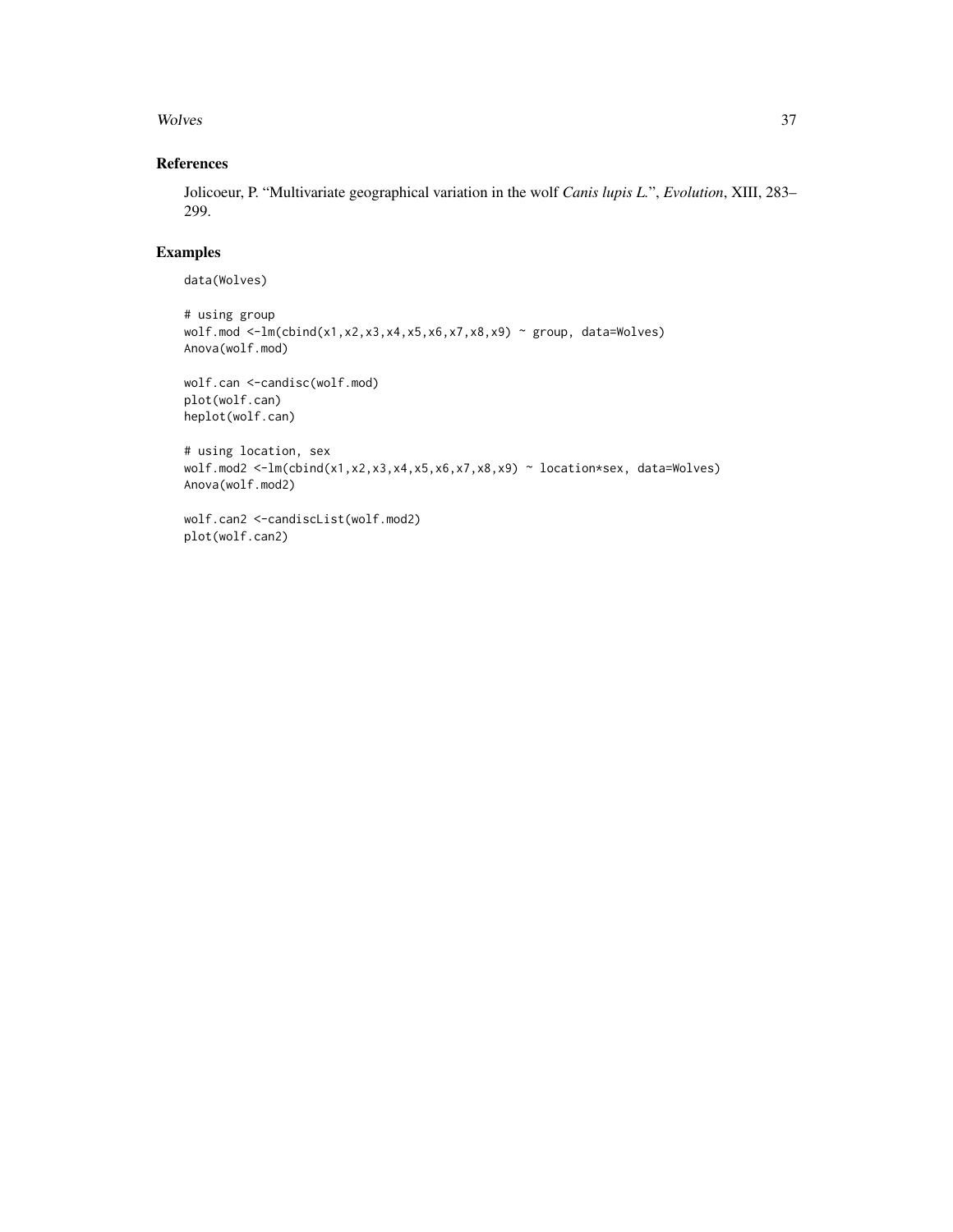## References

Jolicoeur, P. "Multivariate geographical variation in the wolf *Canis lupis L.*", *Evolution*, XIII, 283–299.

## Examples

```
data(Wolves)

# using group
wolf.mod <-lm(cbind(x1,x2,x3,x4,x5,x6,x7,x8,x9) ~ group, data=Wolves)
Anova(wolf.mod)

wolf.can <-candisc(wolf.mod)
plot(wolf.can)
heplot(wolf.can)

# using location, sex
wolf.mod2 <-lm(cbind(x1,x2,x3,x4,x5,x6,x7,x8,x9) ~ location*sex, data=Wolves)
Anova(wolf.mod2)

wolf.can2 <-candiscList(wolf.mod2)
plot(wolf.can2)
```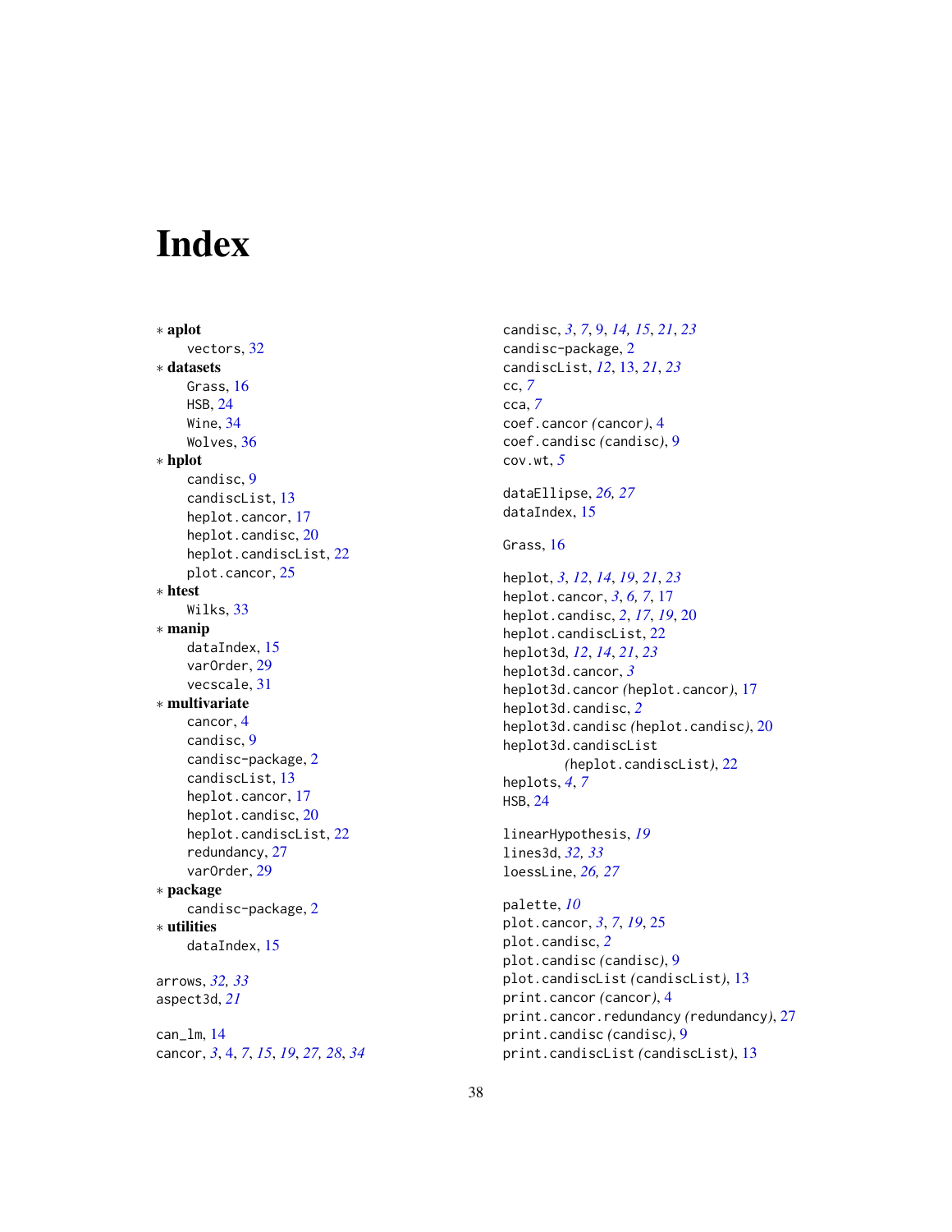# Index

* **aplot**
  - vectors, 32
* **datasets**
  - Grass, 16
  - HSB, 24
  - Wine, 34
  - Wolves, 36
* **hplot**
  - candisc, 9
  - candiscList, 13
  - heplot.cancor, 17
  - heplot.candisc, 20
  - heplot.candiscList, 22
  - plot.cancor, 25
* **htest**
  - Wilks, 33
* **manip**
  - dataIndex, 15
  - varOrder, 29
  - vecscale, 31
* **multivariate**
  - cancor, 4
  - candisc, 9
  - candisc-package, 2
  - candiscList, 13
  - heplot.cancor, 17
  - heplot.candisc, 20
  - heplot.candiscList, 22
  - redundancy, 27
  - varOrder, 29
* **package**
  - candisc-package, 2
* **utilities**
  - dataIndex, 15

arrows, *32, 33*
aspect3d, *21*

can_lm, 14
cancor, *3*, 4, *7*, *15*, *19*, *27, 28*, *34*
candisc, *3*, *7*, 9, *14, 15*, *21*, *23*
candisc-package, 2
candiscList, *12*, 13, *21*, *23*
cc, *7*
cca, *7*
coef.cancor *(cancor)*, 4
coef.candisc *(candisc)*, 9
cov.wt, *5*

dataEllipse, *26, 27*
dataIndex, 15

Grass, 16

heplot, *3*, *12*, *14*, *19*, *21*, *23*
heplot.cancor, *3*, *6, 7*, 17
heplot.candisc, *2*, *17*, *19*, 20
heplot.candiscList, 22
heplot3d, *12*, *14*, *21*, *23*
heplot3d.cancor, *3*
heplot3d.cancor *(heplot.cancor)*, 17
heplot3d.candisc, *2*
heplot3d.candisc *(heplot.candisc)*, 20
heplot3d.candiscList *(heplot.candiscList)*, 22
heplots, *4*, *7*
HSB, 24

linearHypothesis, *19*
lines3d, *32, 33*
loessLine, *26, 27*

palette, *10*
plot.cancor, *3*, *7*, *19*, 25
plot.candisc, *2*
plot.candisc *(candisc)*, 9
plot.candiscList *(candiscList)*, 13
print.cancor *(cancor)*, 4
print.cancor.redundancy *(redundancy)*, 27
print.candisc *(candisc)*, 9
print.candiscList *(candiscList)*, 13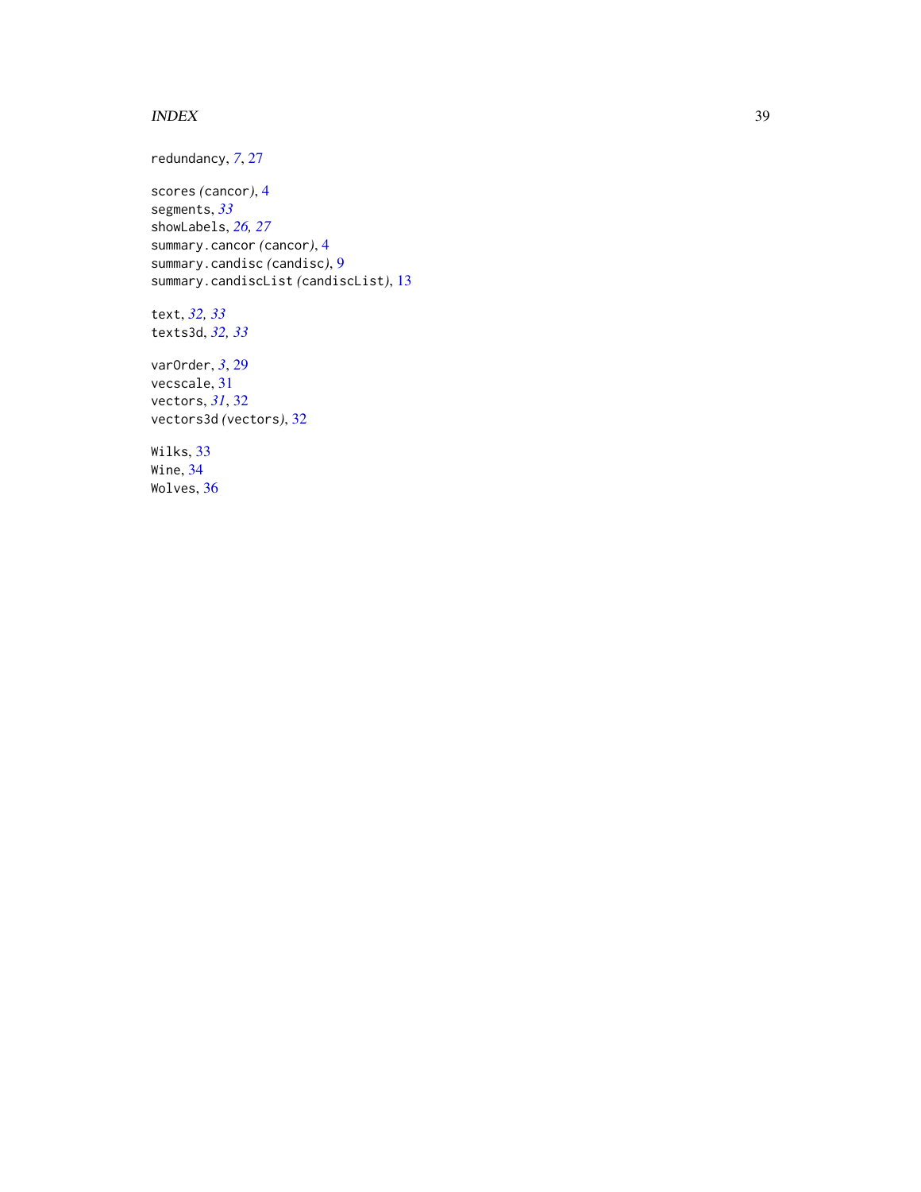redundancy, *7*, 27

scores (cancor), 4
segments, *33*
showLabels, *26, 27*
summary.cancor (cancor), 4
summary.candisc (candisc), 9
summary.candiscList (candiscList), 13

text, *32, 33*
texts3d, *32, 33*

varOrder, *3*, 29
vecscale, 31
vectors, *31*, 32
vectors3d (vectors), 32

Wilks, 33
Wine, 34
Wolves, 36